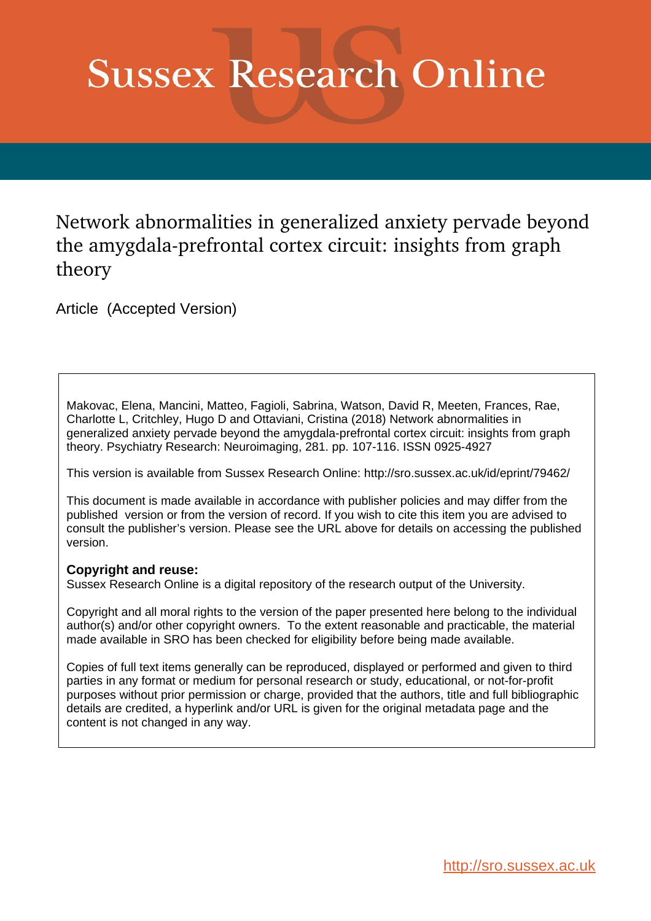# Sussex Research Online

## Network abnormalities in generalized anxiety pervade beyond the amygdala-prefrontal cortex circuit: insights from graph theory

Article (Accepted Version)

Makovac, Elena, Mancini, Matteo, Fagioli, Sabrina, Watson, David R, Meeten, Frances, Rae, Charlotte L, Critchley, Hugo D and Ottaviani, Cristina (2018) Network abnormalities in generalized anxiety pervade beyond the amygdala-prefrontal cortex circuit: insights from graph theory. Psychiatry Research: Neuroimaging, 281. pp. 107-116. ISSN 0925-4927

This version is available from Sussex Research Online: http://sro.sussex.ac.uk/id/eprint/79462/

This document is made available in accordance with publisher policies and may differ from the published version or from the version of record. If you wish to cite this item you are advised to consult the publisher's version. Please see the URL above for details on accessing the published version.

**Copyright and reuse:**
Sussex Research Online is a digital repository of the research output of the University.

Copyright and all moral rights to the version of the paper presented here belong to the individual author(s) and/or other copyright owners. To the extent reasonable and practicable, the material made available in SRO has been checked for eligibility before being made available.

Copies of full text items generally can be reproduced, displayed or performed and given to third parties in any format or medium for personal research or study, educational, or not-for-profit purposes without prior permission or charge, provided that the authors, title and full bibliographic details are credited, a hyperlink and/or URL is given for the original metadata page and the content is not changed in any way.

http://sro.sussex.ac.uk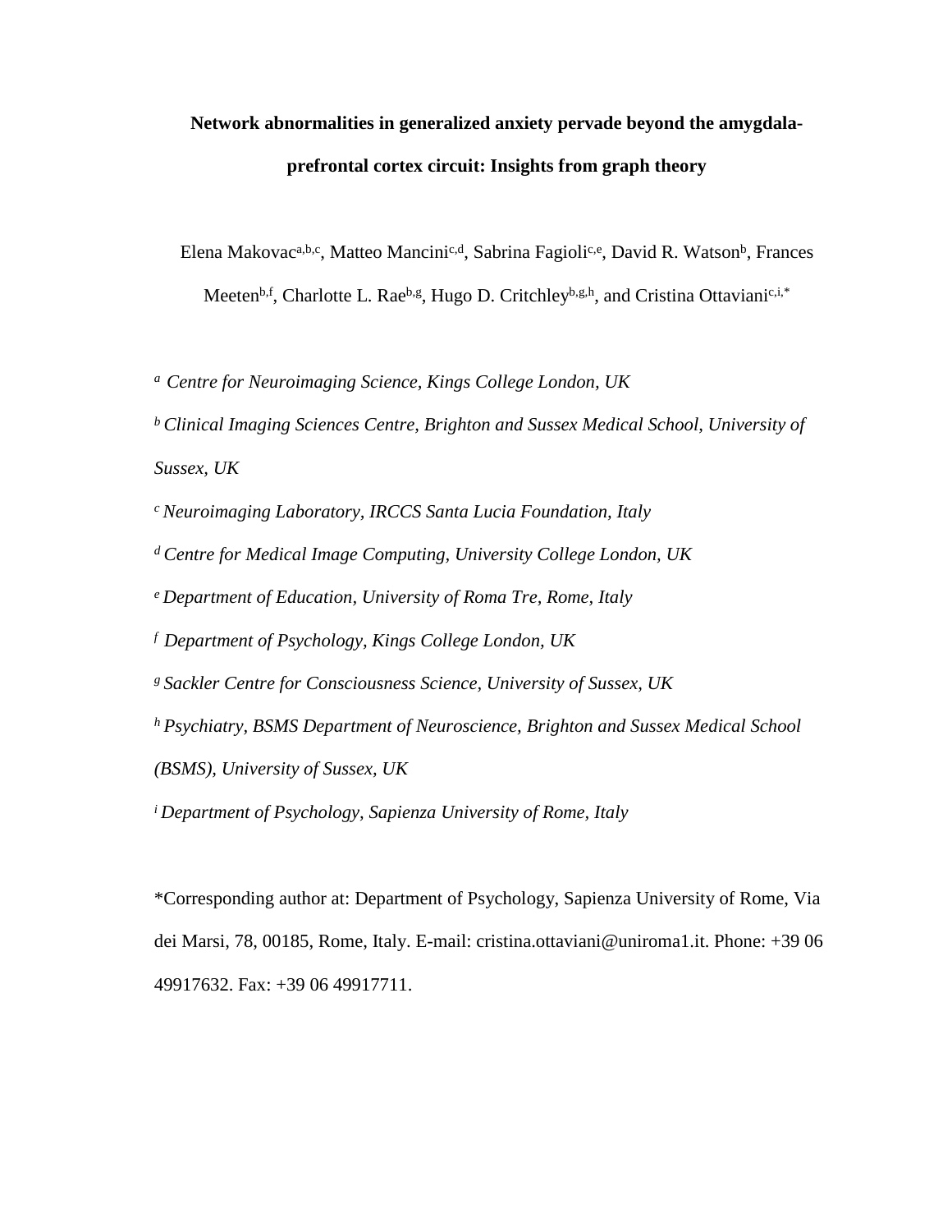**Network abnormalities in generalized anxiety pervade beyond the amygdala-prefrontal cortex circuit: Insights from graph theory**

Elena Makovac[a,b,c], Matteo Mancini[c,d], Sabrina Fagioli[c,e], David R. Watson[b], Frances Meeten[b,f], Charlotte L. Rae[b,g], Hugo D. Critchley[b,g,h], and Cristina Ottaviani[c,i,*]

[a] *Centre for Neuroimaging Science, Kings College London, UK*

[b] *Clinical Imaging Sciences Centre, Brighton and Sussex Medical School, University of Sussex, UK*

[c] *Neuroimaging Laboratory, IRCCS Santa Lucia Foundation, Italy*

[d] *Centre for Medical Image Computing, University College London, UK*

[e] *Department of Education, University of Roma Tre, Rome, Italy*

[f] *Department of Psychology, Kings College London, UK*

[g] *Sackler Centre for Consciousness Science, University of Sussex, UK*

[h] *Psychiatry, BSMS Department of Neuroscience, Brighton and Sussex Medical School (BSMS), University of Sussex, UK*

[i] *Department of Psychology, Sapienza University of Rome, Italy*

*Corresponding author at: Department of Psychology, Sapienza University of Rome, Via dei Marsi, 78, 00185, Rome, Italy. E-mail: cristina.ottaviani@uniroma1.it. Phone: +39 06 49917632. Fax: +39 06 49917711.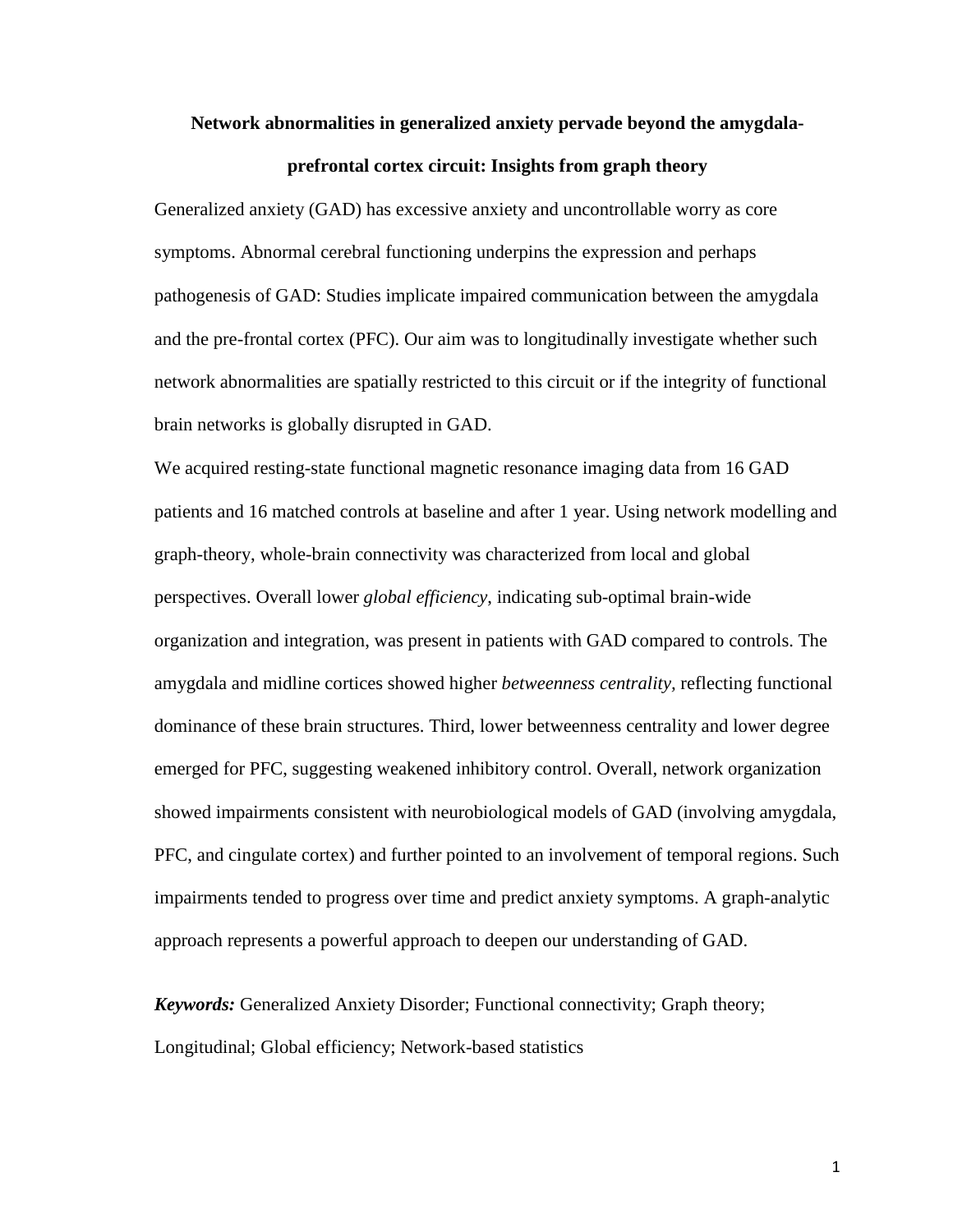# Network abnormalities in generalized anxiety pervade beyond the amygdala-prefrontal cortex circuit: Insights from graph theory

Generalized anxiety (GAD) has excessive anxiety and uncontrollable worry as core symptoms. Abnormal cerebral functioning underpins the expression and perhaps pathogenesis of GAD: Studies implicate impaired communication between the amygdala and the pre-frontal cortex (PFC). Our aim was to longitudinally investigate whether such network abnormalities are spatially restricted to this circuit or if the integrity of functional brain networks is globally disrupted in GAD.

We acquired resting-state functional magnetic resonance imaging data from 16 GAD patients and 16 matched controls at baseline and after 1 year. Using network modelling and graph-theory, whole-brain connectivity was characterized from local and global perspectives. Overall lower *global efficiency*, indicating sub-optimal brain-wide organization and integration, was present in patients with GAD compared to controls. The amygdala and midline cortices showed higher *betweenness centrality*, reflecting functional dominance of these brain structures. Third, lower betweenness centrality and lower degree emerged for PFC, suggesting weakened inhibitory control. Overall, network organization showed impairments consistent with neurobiological models of GAD (involving amygdala, PFC, and cingulate cortex) and further pointed to an involvement of temporal regions. Such impairments tended to progress over time and predict anxiety symptoms. A graph-analytic approach represents a powerful approach to deepen our understanding of GAD.

***Keywords:*** Generalized Anxiety Disorder; Functional connectivity; Graph theory; Longitudinal; Global efficiency; Network-based statistics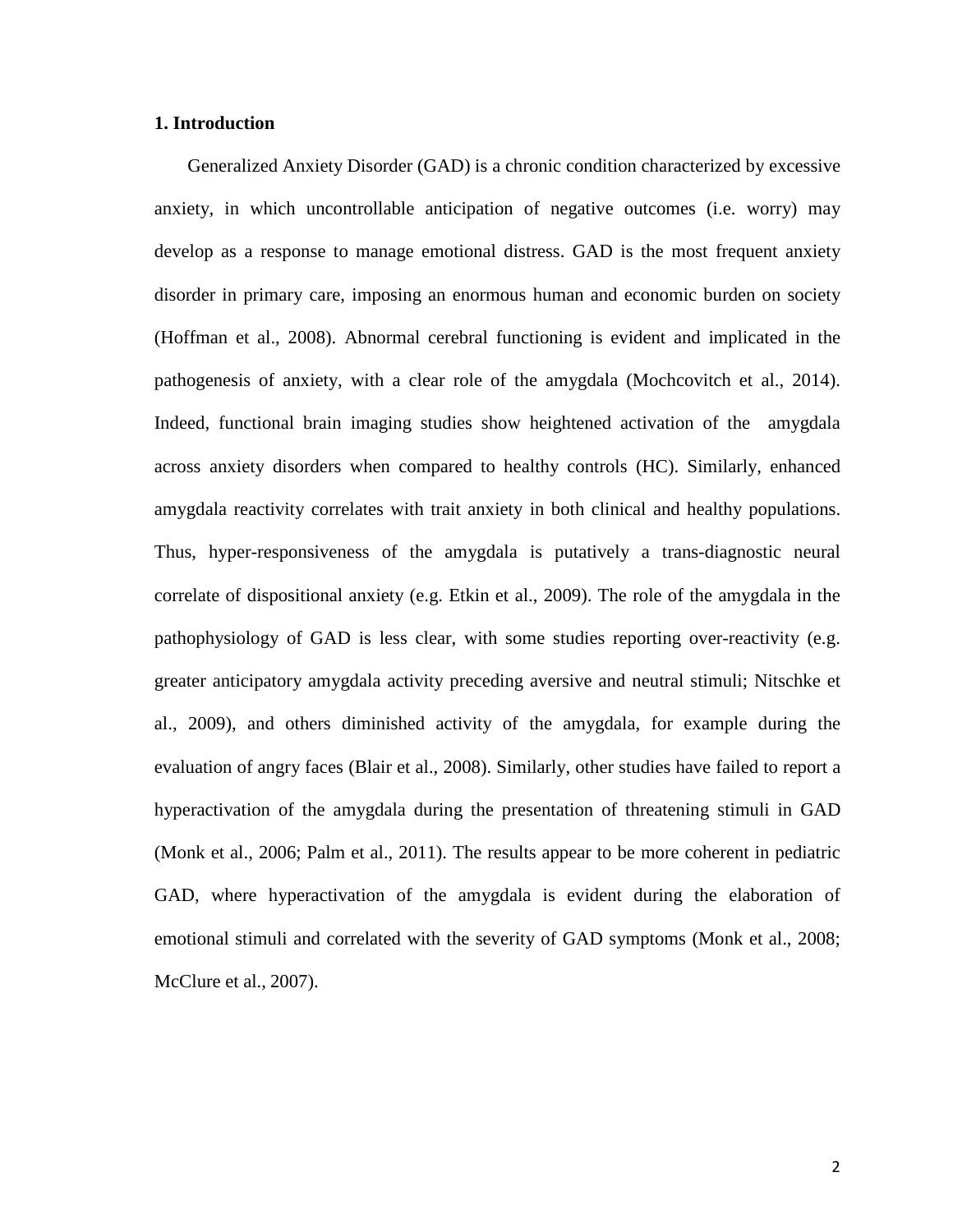## 1. Introduction

Generalized Anxiety Disorder (GAD) is a chronic condition characterized by excessive anxiety, in which uncontrollable anticipation of negative outcomes (i.e. worry) may develop as a response to manage emotional distress. GAD is the most frequent anxiety disorder in primary care, imposing an enormous human and economic burden on society (Hoffman et al., 2008). Abnormal cerebral functioning is evident and implicated in the pathogenesis of anxiety, with a clear role of the amygdala (Mochcovitch et al., 2014). Indeed, functional brain imaging studies show heightened activation of the amygdala across anxiety disorders when compared to healthy controls (HC). Similarly, enhanced amygdala reactivity correlates with trait anxiety in both clinical and healthy populations. Thus, hyper-responsiveness of the amygdala is putatively a trans-diagnostic neural correlate of dispositional anxiety (e.g. Etkin et al., 2009). The role of the amygdala in the pathophysiology of GAD is less clear, with some studies reporting over-reactivity (e.g. greater anticipatory amygdala activity preceding aversive and neutral stimuli; Nitschke et al., 2009), and others diminished activity of the amygdala, for example during the evaluation of angry faces (Blair et al., 2008). Similarly, other studies have failed to report a hyperactivation of the amygdala during the presentation of threatening stimuli in GAD (Monk et al., 2006; Palm et al., 2011). The results appear to be more coherent in pediatric GAD, where hyperactivation of the amygdala is evident during the elaboration of emotional stimuli and correlated with the severity of GAD symptoms (Monk et al., 2008; McClure et al., 2007).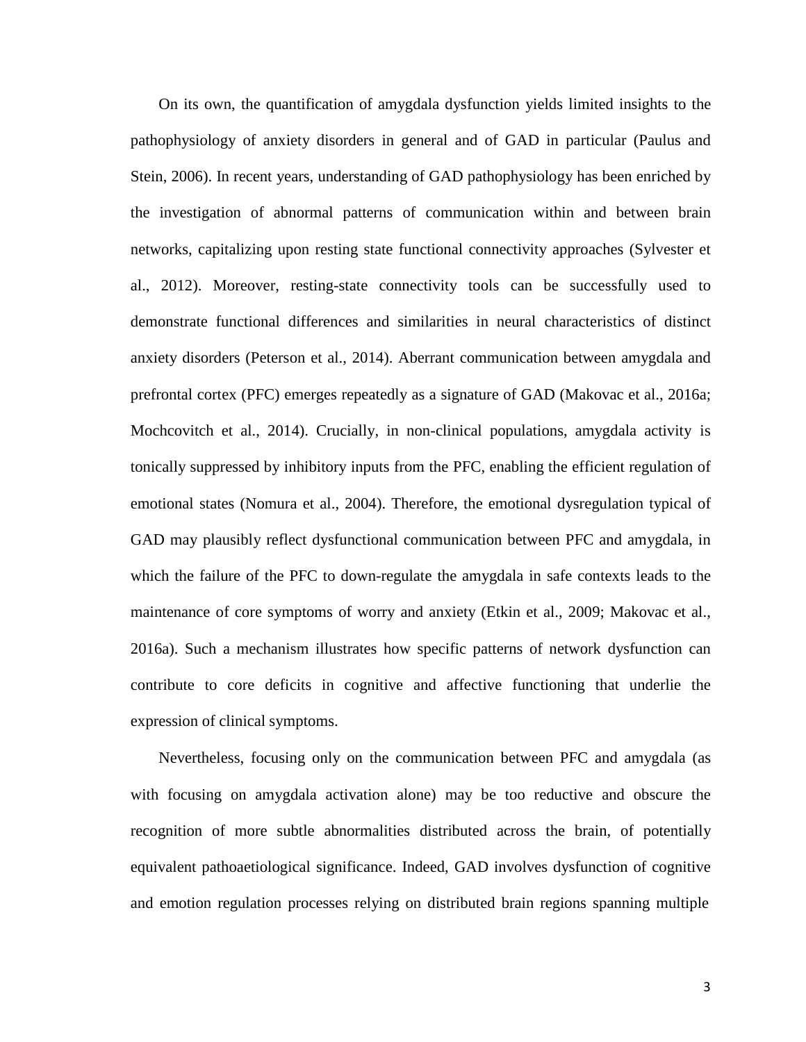On its own, the quantification of amygdala dysfunction yields limited insights to the pathophysiology of anxiety disorders in general and of GAD in particular (Paulus and Stein, 2006). In recent years, understanding of GAD pathophysiology has been enriched by the investigation of abnormal patterns of communication within and between brain networks, capitalizing upon resting state functional connectivity approaches (Sylvester et al., 2012). Moreover, resting-state connectivity tools can be successfully used to demonstrate functional differences and similarities in neural characteristics of distinct anxiety disorders (Peterson et al., 2014). Aberrant communication between amygdala and prefrontal cortex (PFC) emerges repeatedly as a signature of GAD (Makovac et al., 2016a; Mochcovitch et al., 2014). Crucially, in non-clinical populations, amygdala activity is tonically suppressed by inhibitory inputs from the PFC, enabling the efficient regulation of emotional states (Nomura et al., 2004). Therefore, the emotional dysregulation typical of GAD may plausibly reflect dysfunctional communication between PFC and amygdala, in which the failure of the PFC to down-regulate the amygdala in safe contexts leads to the maintenance of core symptoms of worry and anxiety (Etkin et al., 2009; Makovac et al., 2016a). Such a mechanism illustrates how specific patterns of network dysfunction can contribute to core deficits in cognitive and affective functioning that underlie the expression of clinical symptoms.

Nevertheless, focusing only on the communication between PFC and amygdala (as with focusing on amygdala activation alone) may be too reductive and obscure the recognition of more subtle abnormalities distributed across the brain, of potentially equivalent pathoaetiological significance. Indeed, GAD involves dysfunction of cognitive and emotion regulation processes relying on distributed brain regions spanning multiple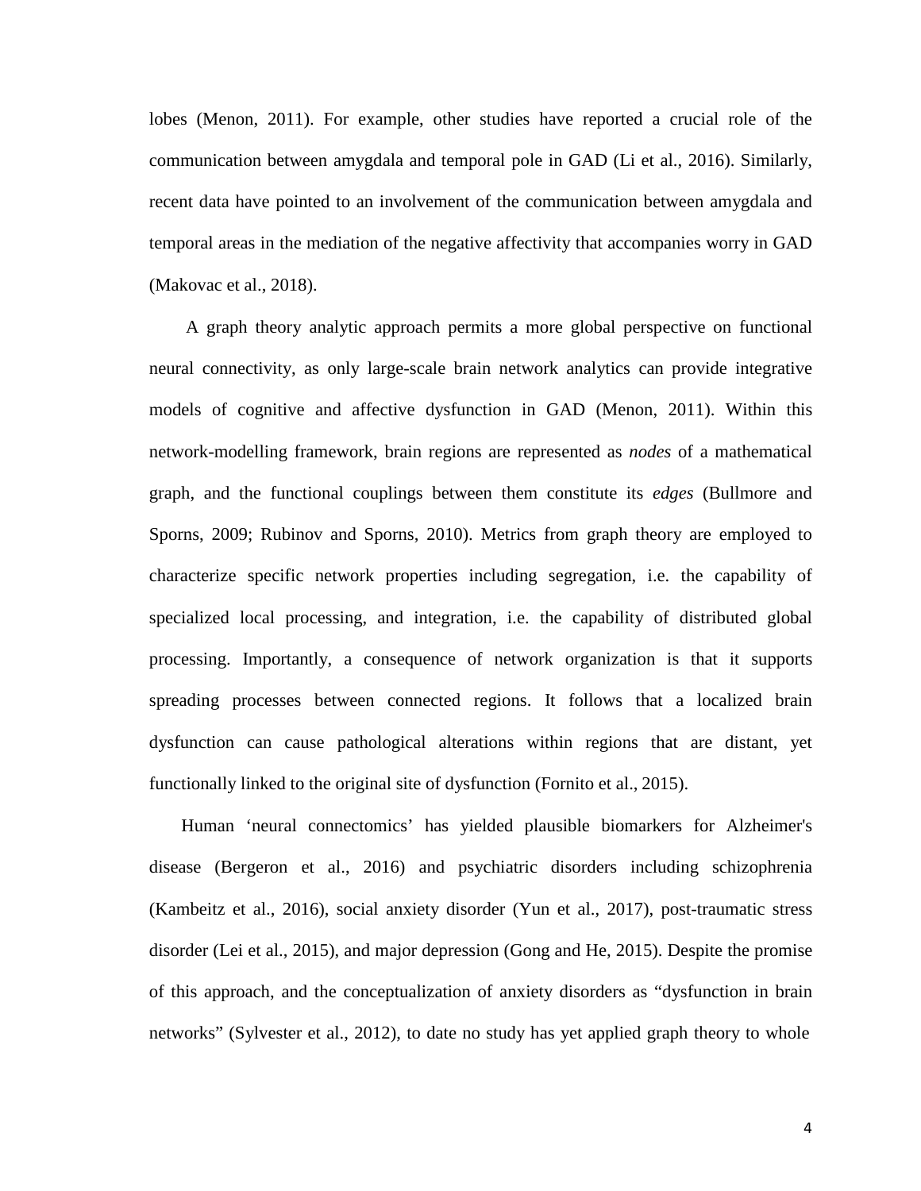lobes (Menon, 2011). For example, other studies have reported a crucial role of the communication between amygdala and temporal pole in GAD (Li et al., 2016). Similarly, recent data have pointed to an involvement of the communication between amygdala and temporal areas in the mediation of the negative affectivity that accompanies worry in GAD (Makovac et al., 2018).

A graph theory analytic approach permits a more global perspective on functional neural connectivity, as only large-scale brain network analytics can provide integrative models of cognitive and affective dysfunction in GAD (Menon, 2011). Within this network-modelling framework, brain regions are represented as *nodes* of a mathematical graph, and the functional couplings between them constitute its *edges* (Bullmore and Sporns, 2009; Rubinov and Sporns, 2010). Metrics from graph theory are employed to characterize specific network properties including segregation, i.e. the capability of specialized local processing, and integration, i.e. the capability of distributed global processing. Importantly, a consequence of network organization is that it supports spreading processes between connected regions. It follows that a localized brain dysfunction can cause pathological alterations within regions that are distant, yet functionally linked to the original site of dysfunction (Fornito et al., 2015).

Human 'neural connectomics' has yielded plausible biomarkers for Alzheimer's disease (Bergeron et al., 2016) and psychiatric disorders including schizophrenia (Kambeitz et al., 2016), social anxiety disorder (Yun et al., 2017), post-traumatic stress disorder (Lei et al., 2015), and major depression (Gong and He, 2015). Despite the promise of this approach, and the conceptualization of anxiety disorders as "dysfunction in brain networks" (Sylvester et al., 2012), to date no study has yet applied graph theory to whole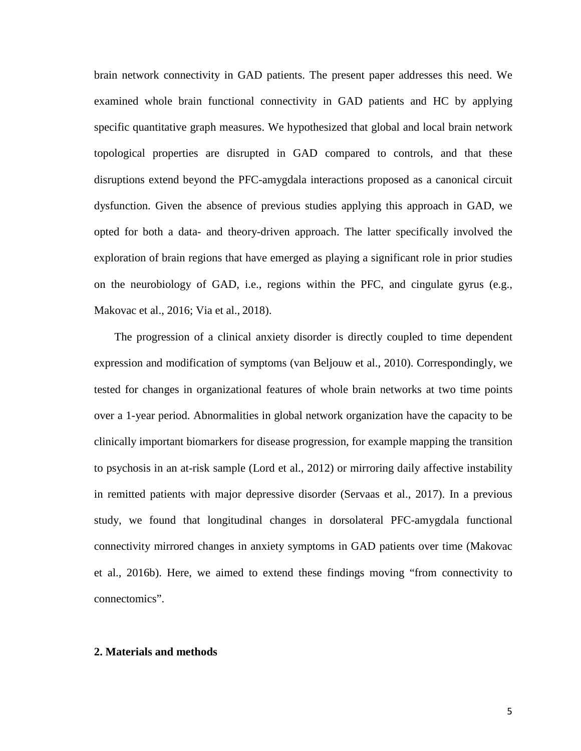brain network connectivity in GAD patients. The present paper addresses this need. We examined whole brain functional connectivity in GAD patients and HC by applying specific quantitative graph measures. We hypothesized that global and local brain network topological properties are disrupted in GAD compared to controls, and that these disruptions extend beyond the PFC-amygdala interactions proposed as a canonical circuit dysfunction. Given the absence of previous studies applying this approach in GAD, we opted for both a data- and theory-driven approach. The latter specifically involved the exploration of brain regions that have emerged as playing a significant role in prior studies on the neurobiology of GAD, i.e., regions within the PFC, and cingulate gyrus (e.g., Makovac et al., 2016; Via et al., 2018).

The progression of a clinical anxiety disorder is directly coupled to time dependent expression and modification of symptoms (van Beljouw et al., 2010). Correspondingly, we tested for changes in organizational features of whole brain networks at two time points over a 1-year period. Abnormalities in global network organization have the capacity to be clinically important biomarkers for disease progression, for example mapping the transition to psychosis in an at-risk sample (Lord et al., 2012) or mirroring daily affective instability in remitted patients with major depressive disorder (Servaas et al., 2017). In a previous study, we found that longitudinal changes in dorsolateral PFC-amygdala functional connectivity mirrored changes in anxiety symptoms in GAD patients over time (Makovac et al., 2016b). Here, we aimed to extend these findings moving "from connectivity to connectomics".

## 2. Materials and methods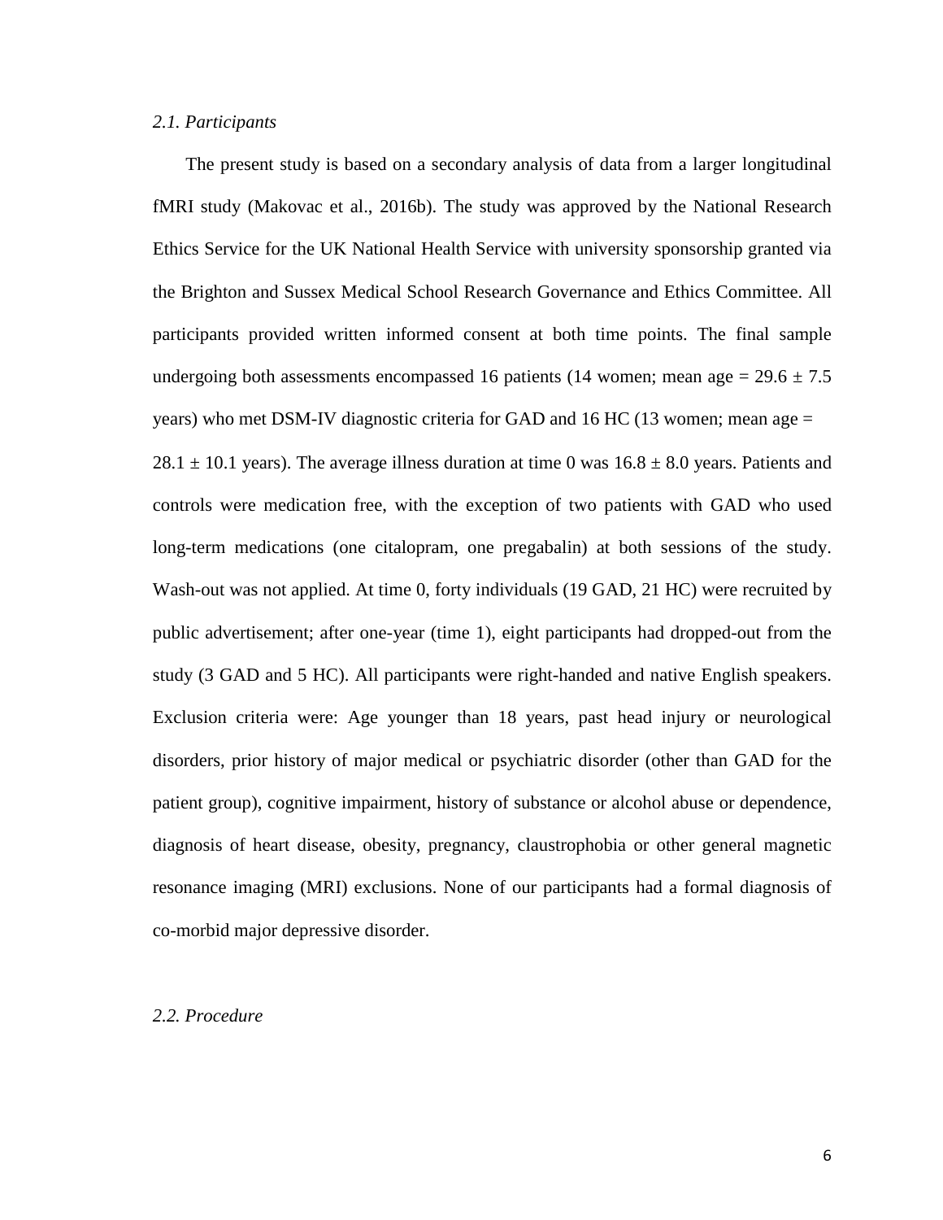*2.1. Participants*

The present study is based on a secondary analysis of data from a larger longitudinal fMRI study (Makovac et al., 2016b). The study was approved by the National Research Ethics Service for the UK National Health Service with university sponsorship granted via the Brighton and Sussex Medical School Research Governance and Ethics Committee. All participants provided written informed consent at both time points. The final sample undergoing both assessments encompassed 16 patients (14 women; mean age = 29.6 ± 7.5 years) who met DSM-IV diagnostic criteria for GAD and 16 HC (13 women; mean age = 28.1 ± 10.1 years). The average illness duration at time 0 was 16.8 ± 8.0 years. Patients and controls were medication free, with the exception of two patients with GAD who used long-term medications (one citalopram, one pregabalin) at both sessions of the study. Wash-out was not applied. At time 0, forty individuals (19 GAD, 21 HC) were recruited by public advertisement; after one-year (time 1), eight participants had dropped-out from the study (3 GAD and 5 HC). All participants were right-handed and native English speakers. Exclusion criteria were: Age younger than 18 years, past head injury or neurological disorders, prior history of major medical or psychiatric disorder (other than GAD for the patient group), cognitive impairment, history of substance or alcohol abuse or dependence, diagnosis of heart disease, obesity, pregnancy, claustrophobia or other general magnetic resonance imaging (MRI) exclusions. None of our participants had a formal diagnosis of co-morbid major depressive disorder.

*2.2. Procedure*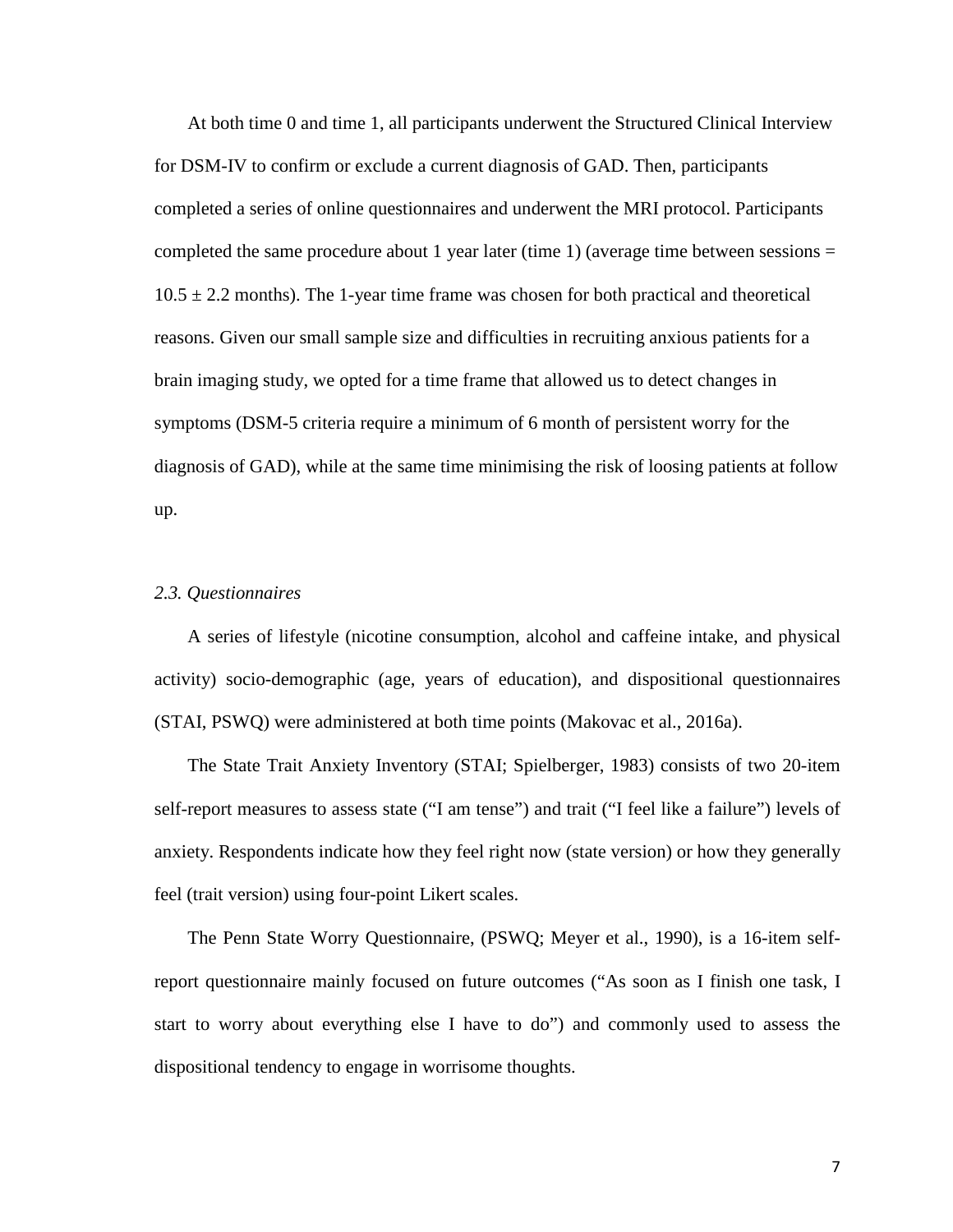At both time 0 and time 1, all participants underwent the Structured Clinical Interview for DSM-IV to confirm or exclude a current diagnosis of GAD. Then, participants completed a series of online questionnaires and underwent the MRI protocol. Participants completed the same procedure about 1 year later (time 1) (average time between sessions = $10.5 \pm 2.2$ months). The 1-year time frame was chosen for both practical and theoretical reasons. Given our small sample size and difficulties in recruiting anxious patients for a brain imaging study, we opted for a time frame that allowed us to detect changes in symptoms (DSM-5 criteria require a minimum of 6 month of persistent worry for the diagnosis of GAD), while at the same time minimising the risk of loosing patients at follow up.

### *2.3. Questionnaires*

A series of lifestyle (nicotine consumption, alcohol and caffeine intake, and physical activity) socio-demographic (age, years of education), and dispositional questionnaires (STAI, PSWQ) were administered at both time points (Makovac et al., 2016a).

The State Trait Anxiety Inventory (STAI; Spielberger, 1983) consists of two 20-item self-report measures to assess state ("I am tense") and trait ("I feel like a failure") levels of anxiety. Respondents indicate how they feel right now (state version) or how they generally feel (trait version) using four-point Likert scales.

The Penn State Worry Questionnaire, (PSWQ; Meyer et al., 1990), is a 16-item self-report questionnaire mainly focused on future outcomes ("As soon as I finish one task, I start to worry about everything else I have to do") and commonly used to assess the dispositional tendency to engage in worrisome thoughts.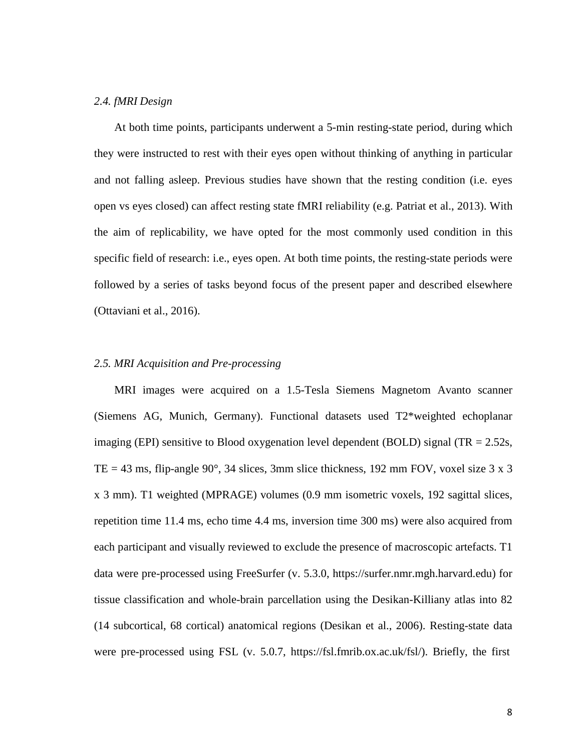### *2.4. fMRI Design*

At both time points, participants underwent a 5-min resting-state period, during which they were instructed to rest with their eyes open without thinking of anything in particular and not falling asleep. Previous studies have shown that the resting condition (i.e. eyes open vs eyes closed) can affect resting state fMRI reliability (e.g. Patriat et al., 2013). With the aim of replicability, we have opted for the most commonly used condition in this specific field of research: i.e., eyes open. At both time points, the resting-state periods were followed by a series of tasks beyond focus of the present paper and described elsewhere (Ottaviani et al., 2016).

### *2.5. MRI Acquisition and Pre-processing*

MRI images were acquired on a 1.5-Tesla Siemens Magnetom Avanto scanner (Siemens AG, Munich, Germany). Functional datasets used T2*weighted echoplanar imaging (EPI) sensitive to Blood oxygenation level dependent (BOLD) signal (TR = 2.52s, TE = 43 ms, flip-angle 90°, 34 slices, 3mm slice thickness, 192 mm FOV, voxel size 3 x 3 x 3 mm). T1 weighted (MPRAGE) volumes (0.9 mm isometric voxels, 192 sagittal slices, repetition time 11.4 ms, echo time 4.4 ms, inversion time 300 ms) were also acquired from each participant and visually reviewed to exclude the presence of macroscopic artefacts. T1 data were pre-processed using FreeSurfer (v. 5.3.0, https://surfer.nmr.mgh.harvard.edu) for tissue classification and whole-brain parcellation using the Desikan-Killiany atlas into 82 (14 subcortical, 68 cortical) anatomical regions (Desikan et al., 2006). Resting-state data were pre-processed using FSL (v. 5.0.7, https://fsl.fmrib.ox.ac.uk/fsl/). Briefly, the first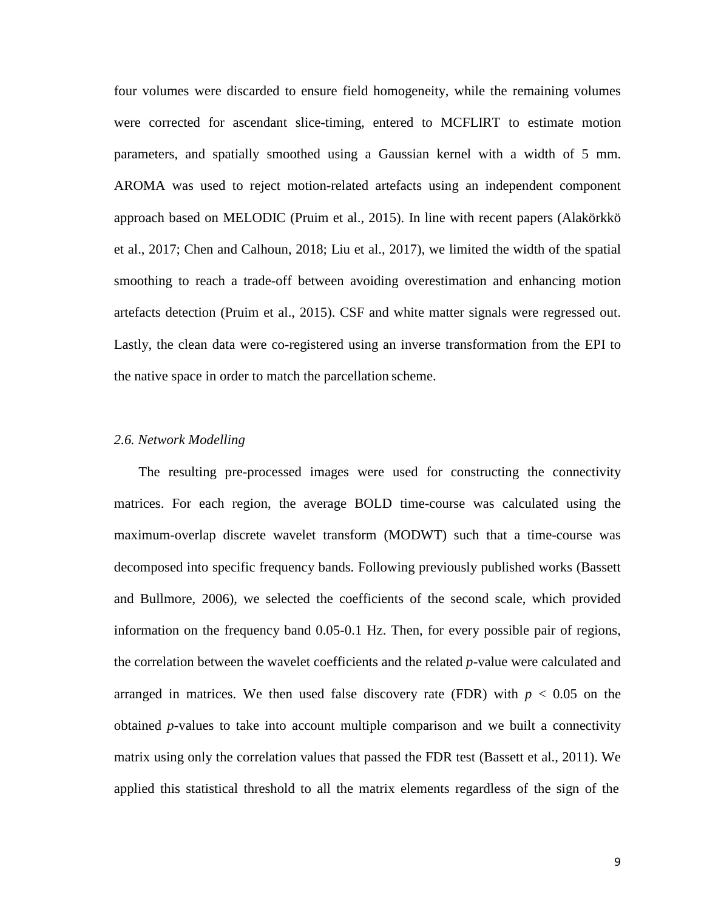four volumes were discarded to ensure field homogeneity, while the remaining volumes were corrected for ascendant slice-timing, entered to MCFLIRT to estimate motion parameters, and spatially smoothed using a Gaussian kernel with a width of 5 mm. AROMA was used to reject motion-related artefacts using an independent component approach based on MELODIC (Pruim et al., 2015). In line with recent papers (Alakörkkö et al., 2017; Chen and Calhoun, 2018; Liu et al., 2017), we limited the width of the spatial smoothing to reach a trade-off between avoiding overestimation and enhancing motion artefacts detection (Pruim et al., 2015). CSF and white matter signals were regressed out. Lastly, the clean data were co-registered using an inverse transformation from the EPI to the native space in order to match the parcellation scheme.

### *2.6. Network Modelling*

The resulting pre-processed images were used for constructing the connectivity matrices. For each region, the average BOLD time-course was calculated using the maximum-overlap discrete wavelet transform (MODWT) such that a time-course was decomposed into specific frequency bands. Following previously published works (Bassett and Bullmore, 2006), we selected the coefficients of the second scale, which provided information on the frequency band 0.05-0.1 Hz. Then, for every possible pair of regions, the correlation between the wavelet coefficients and the related *p*-value were calculated and arranged in matrices. We then used false discovery rate (FDR) with $p < 0.05$ on the obtained *p*-values to take into account multiple comparison and we built a connectivity matrix using only the correlation values that passed the FDR test (Bassett et al., 2011). We applied this statistical threshold to all the matrix elements regardless of the sign of the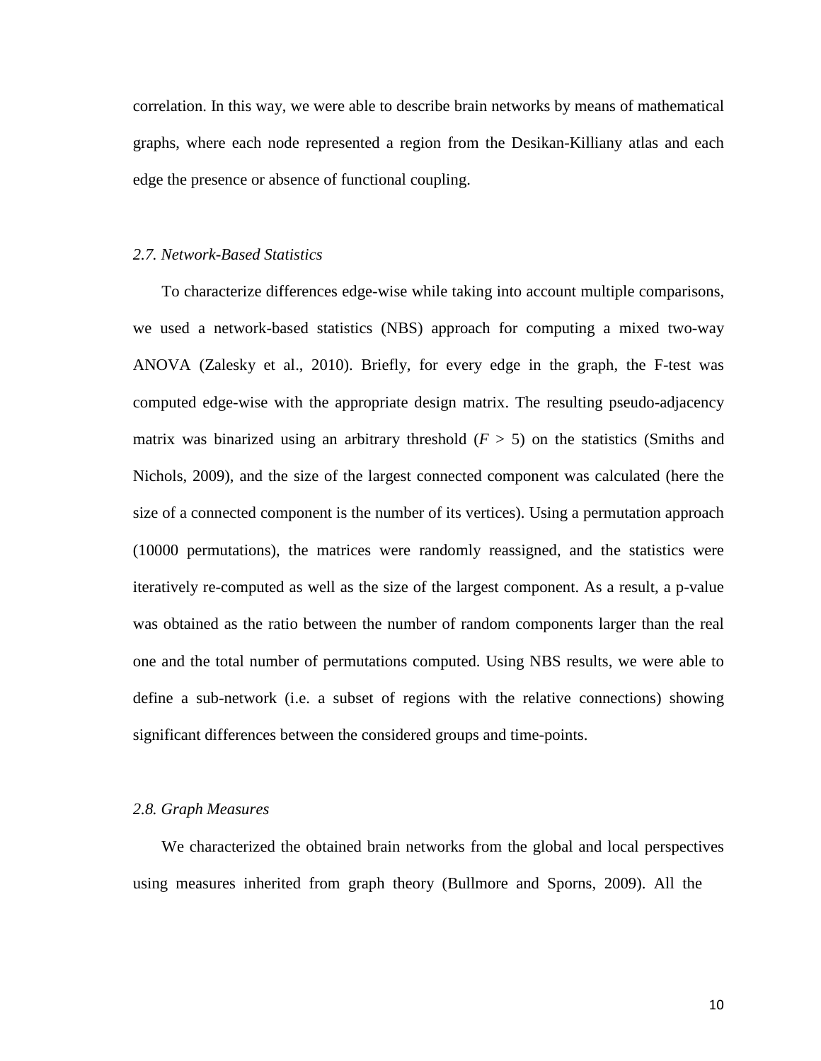correlation. In this way, we were able to describe brain networks by means of mathematical graphs, where each node represented a region from the Desikan-Killiany atlas and each edge the presence or absence of functional coupling.

### *2.7. Network-Based Statistics*

To characterize differences edge-wise while taking into account multiple comparisons, we used a network-based statistics (NBS) approach for computing a mixed two-way ANOVA (Zalesky et al., 2010). Briefly, for every edge in the graph, the F-test was computed edge-wise with the appropriate design matrix. The resulting pseudo-adjacency matrix was binarized using an arbitrary threshold ($F > 5$) on the statistics (Smiths and Nichols, 2009), and the size of the largest connected component was calculated (here the size of a connected component is the number of its vertices). Using a permutation approach (10000 permutations), the matrices were randomly reassigned, and the statistics were iteratively re-computed as well as the size of the largest component. As a result, a p-value was obtained as the ratio between the number of random components larger than the real one and the total number of permutations computed. Using NBS results, we were able to define a sub-network (i.e. a subset of regions with the relative connections) showing significant differences between the considered groups and time-points.

### *2.8. Graph Measures*

We characterized the obtained brain networks from the global and local perspectives using measures inherited from graph theory (Bullmore and Sporns, 2009). All the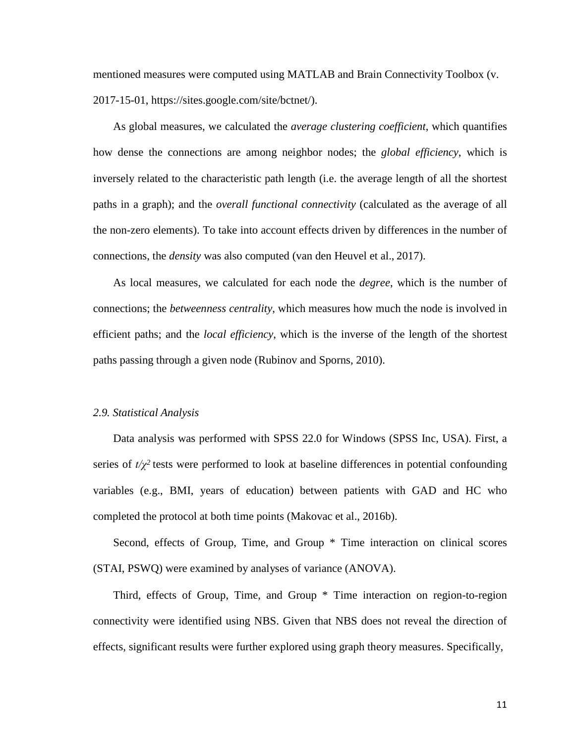mentioned measures were computed using MATLAB and Brain Connectivity Toolbox (v. 2017-15-01, https://sites.google.com/site/bctnet/).

As global measures, we calculated the *average clustering coefficient*, which quantifies how dense the connections are among neighbor nodes; the *global efficiency*, which is inversely related to the characteristic path length (i.e. the average length of all the shortest paths in a graph); and the *overall functional connectivity* (calculated as the average of all the non-zero elements). To take into account effects driven by differences in the number of connections, the *density* was also computed (van den Heuvel et al., 2017).

As local measures, we calculated for each node the *degree*, which is the number of connections; the *betweenness centrality*, which measures how much the node is involved in efficient paths; and the *local efficiency*, which is the inverse of the length of the shortest paths passing through a given node (Rubinov and Sporns, 2010).

### *2.9. Statistical Analysis*

Data analysis was performed with SPSS 22.0 for Windows (SPSS Inc, USA). First, a series of $t/\chi^2$ tests were performed to look at baseline differences in potential confounding variables (e.g., BMI, years of education) between patients with GAD and HC who completed the protocol at both time points (Makovac et al., 2016b).

Second, effects of Group, Time, and Group * Time interaction on clinical scores (STAI, PSWQ) were examined by analyses of variance (ANOVA).

Third, effects of Group, Time, and Group * Time interaction on region-to-region connectivity were identified using NBS. Given that NBS does not reveal the direction of effects, significant results were further explored using graph theory measures. Specifically,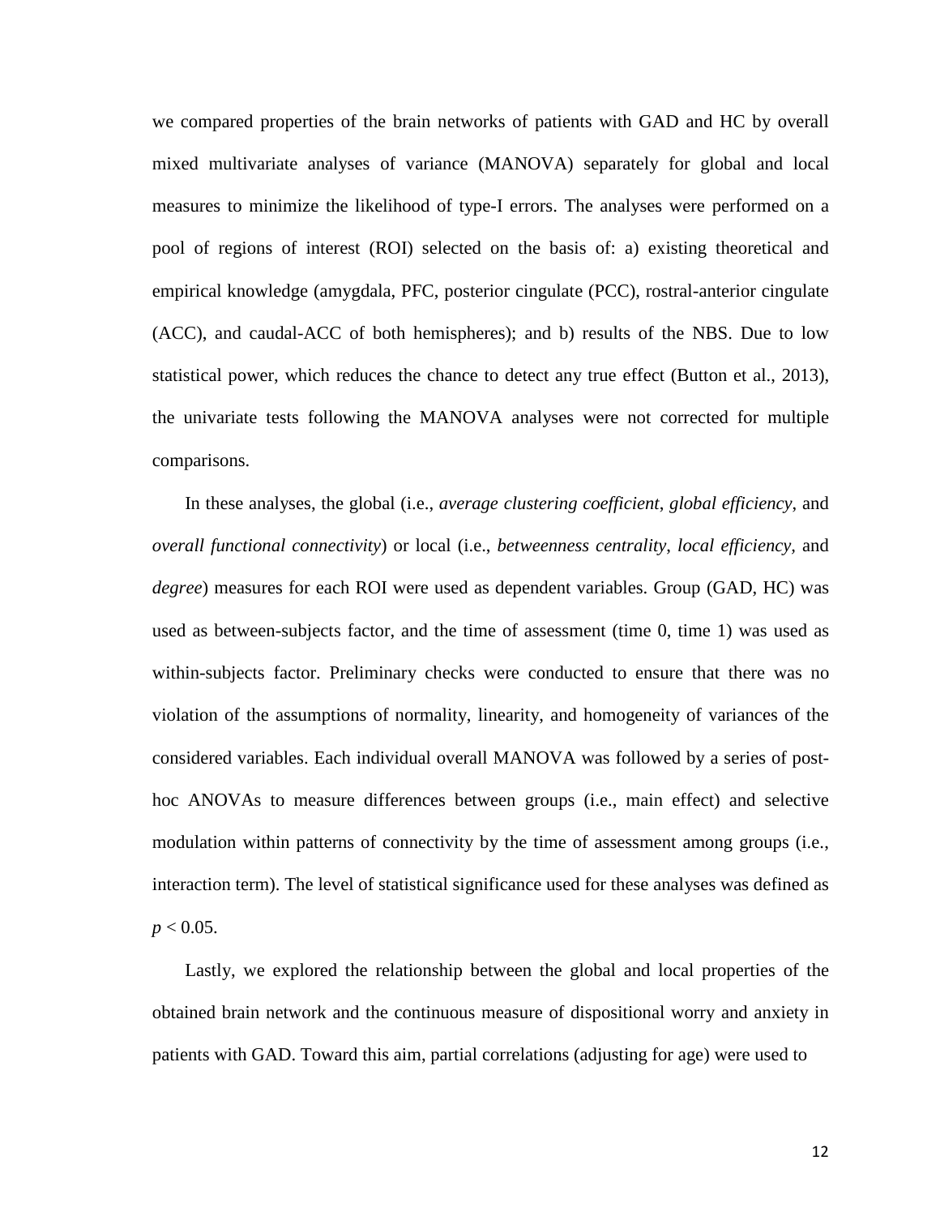we compared properties of the brain networks of patients with GAD and HC by overall mixed multivariate analyses of variance (MANOVA) separately for global and local measures to minimize the likelihood of type-I errors. The analyses were performed on a pool of regions of interest (ROI) selected on the basis of: a) existing theoretical and empirical knowledge (amygdala, PFC, posterior cingulate (PCC), rostral-anterior cingulate (ACC), and caudal-ACC of both hemispheres); and b) results of the NBS. Due to low statistical power, which reduces the chance to detect any true effect (Button et al., 2013), the univariate tests following the MANOVA analyses were not corrected for multiple comparisons.

In these analyses, the global (i.e., *average clustering coefficient*, *global efficiency*, and *overall functional connectivity*) or local (i.e., *betweenness centrality*, *local efficiency*, and *degree*) measures for each ROI were used as dependent variables. Group (GAD, HC) was used as between-subjects factor, and the time of assessment (time 0, time 1) was used as within-subjects factor. Preliminary checks were conducted to ensure that there was no violation of the assumptions of normality, linearity, and homogeneity of variances of the considered variables. Each individual overall MANOVA was followed by a series of post-hoc ANOVAs to measure differences between groups (i.e., main effect) and selective modulation within patterns of connectivity by the time of assessment among groups (i.e., interaction term). The level of statistical significance used for these analyses was defined as $p < 0.05$.

Lastly, we explored the relationship between the global and local properties of the obtained brain network and the continuous measure of dispositional worry and anxiety in patients with GAD. Toward this aim, partial correlations (adjusting for age) were used to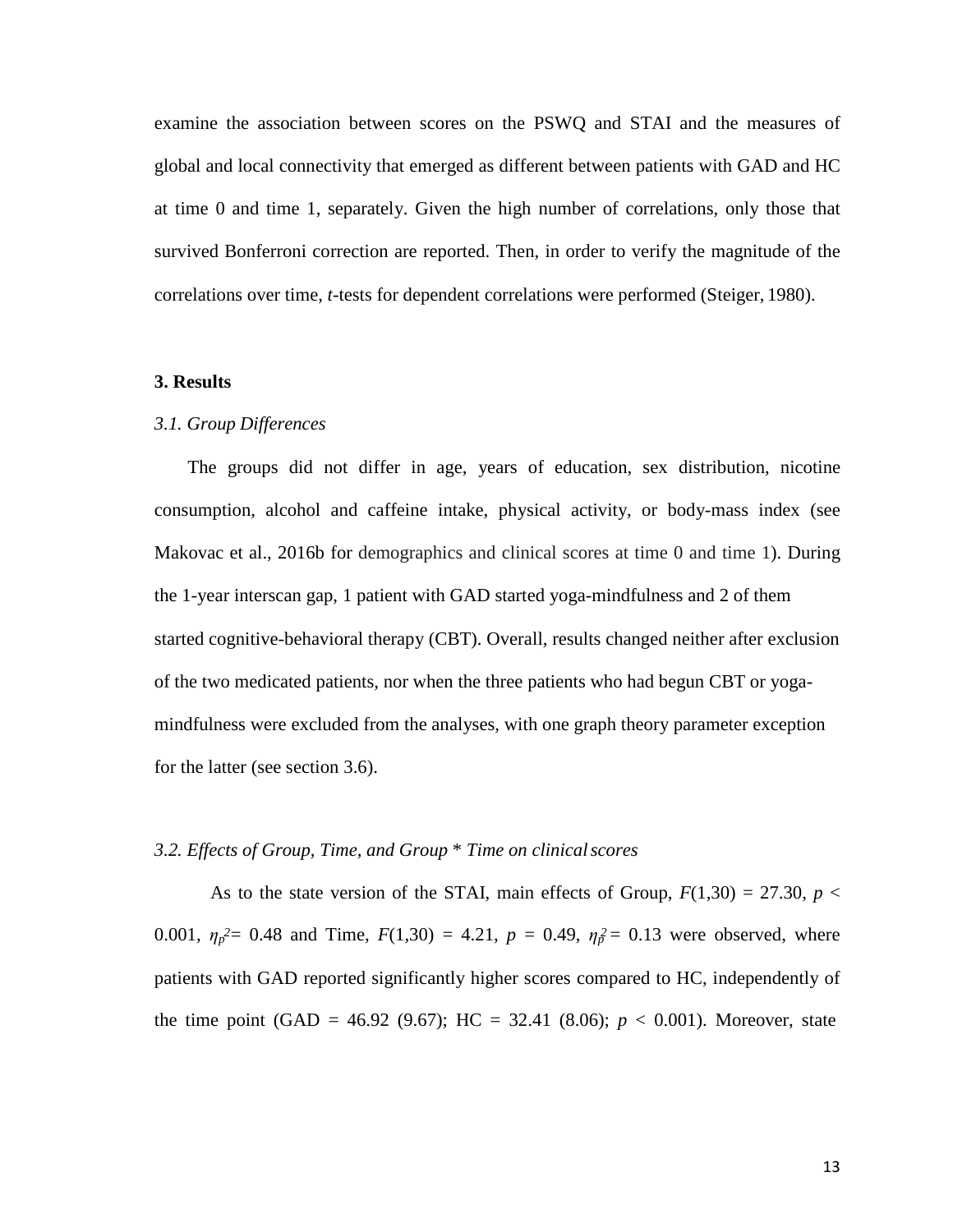examine the association between scores on the PSWQ and STAI and the measures of global and local connectivity that emerged as different between patients with GAD and HC at time 0 and time 1, separately. Given the high number of correlations, only those that survived Bonferroni correction are reported. Then, in order to verify the magnitude of the correlations over time, *t*-tests for dependent correlations were performed (Steiger, 1980).

## 3. Results

### *3.1. Group Differences*

The groups did not differ in age, years of education, sex distribution, nicotine consumption, alcohol and caffeine intake, physical activity, or body-mass index (see Makovac et al., 2016b for demographics and clinical scores at time 0 and time 1). During the 1-year interscan gap, 1 patient with GAD started yoga-mindfulness and 2 of them started cognitive-behavioral therapy (CBT). Overall, results changed neither after exclusion of the two medicated patients, nor when the three patients who had begun CBT or yoga-mindfulness were excluded from the analyses, with one graph theory parameter exception for the latter (see section 3.6).

### *3.2. Effects of Group, Time, and Group \* Time on clinical scores*

As to the state version of the STAI, main effects of Group, $F(1,30) = 27.30$, $p < 0.001$, $\eta_p^2 = 0.48$ and Time, $F(1,30) = 4.21$, $p = 0.49$, $\eta_p^2 = 0.13$ were observed, where patients with GAD reported significantly higher scores compared to HC, independently of the time point (GAD = 46.92 (9.67); HC = 32.41 (8.06); $p < 0.001$). Moreover, state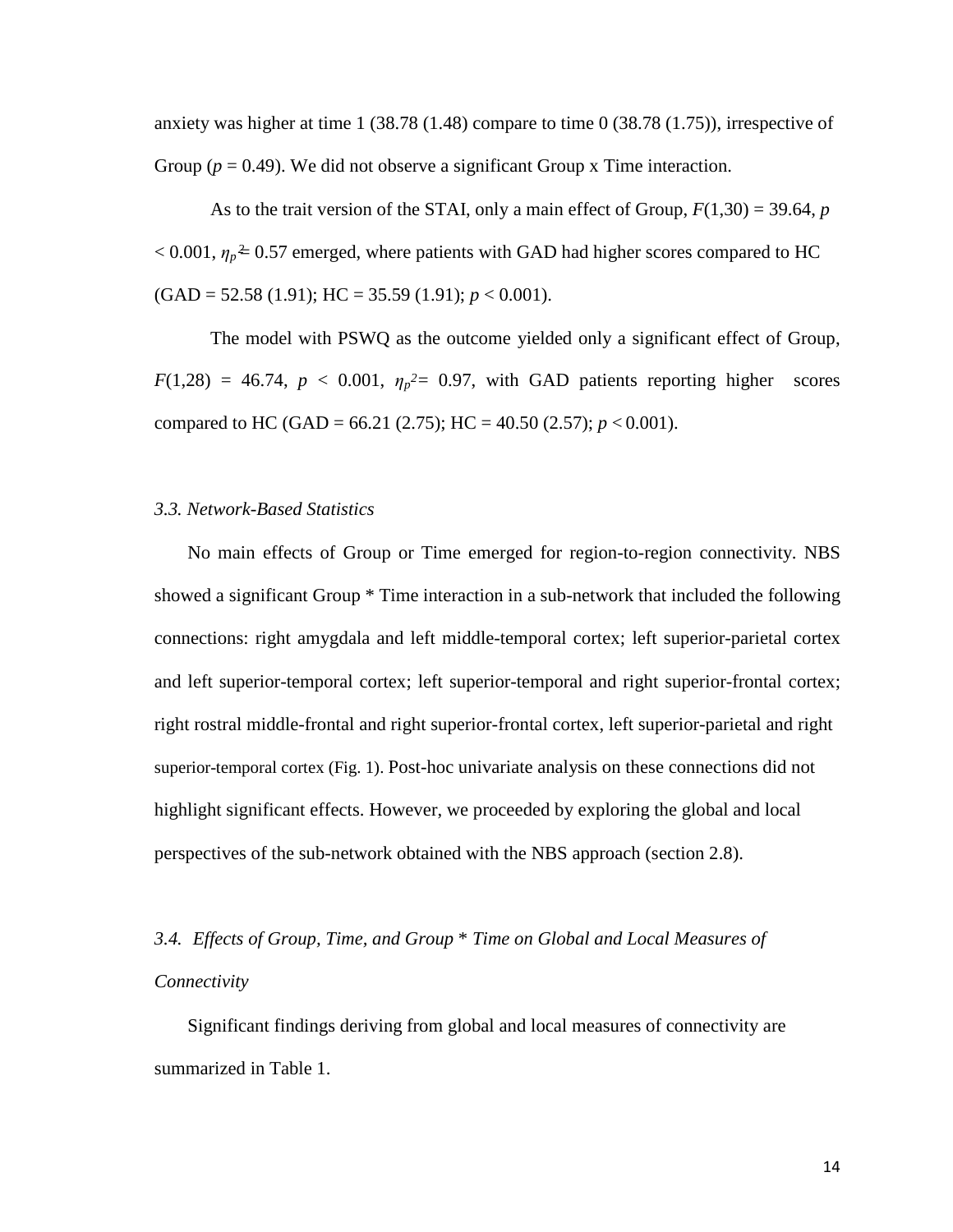anxiety was higher at time 1 (38.78 (1.48) compare to time 0 (38.78 (1.75)), irrespective of Group ($p = 0.49$). We did not observe a significant Group x Time interaction.

As to the trait version of the STAI, only a main effect of Group, $F(1,30) = 39.64$, $p < 0.001$, $\eta_p^2 = 0.57$ emerged, where patients with GAD had higher scores compared to HC (GAD = 52.58 (1.91); HC = 35.59 (1.91); $p < 0.001$).

The model with PSWQ as the outcome yielded only a significant effect of Group, $F(1,28) = 46.74$, $p < 0.001$, $\eta_p^2 = 0.97$, with GAD patients reporting higher scores compared to HC (GAD = 66.21 (2.75); HC = 40.50 (2.57); $p < 0.001$).

### *3.3. Network-Based Statistics*

No main effects of Group or Time emerged for region-to-region connectivity. NBS showed a significant Group * Time interaction in a sub-network that included the following connections: right amygdala and left middle-temporal cortex; left superior-parietal cortex and left superior-temporal cortex; left superior-temporal and right superior-frontal cortex; right rostral middle-frontal and right superior-frontal cortex, left superior-parietal and right superior-temporal cortex (Fig. 1). Post-hoc univariate analysis on these connections did not highlight significant effects. However, we proceeded by exploring the global and local perspectives of the sub-network obtained with the NBS approach (section 2.8).

### *3.4. Effects of Group, Time, and Group * Time on Global and Local Measures of Connectivity*

Significant findings deriving from global and local measures of connectivity are summarized in Table 1.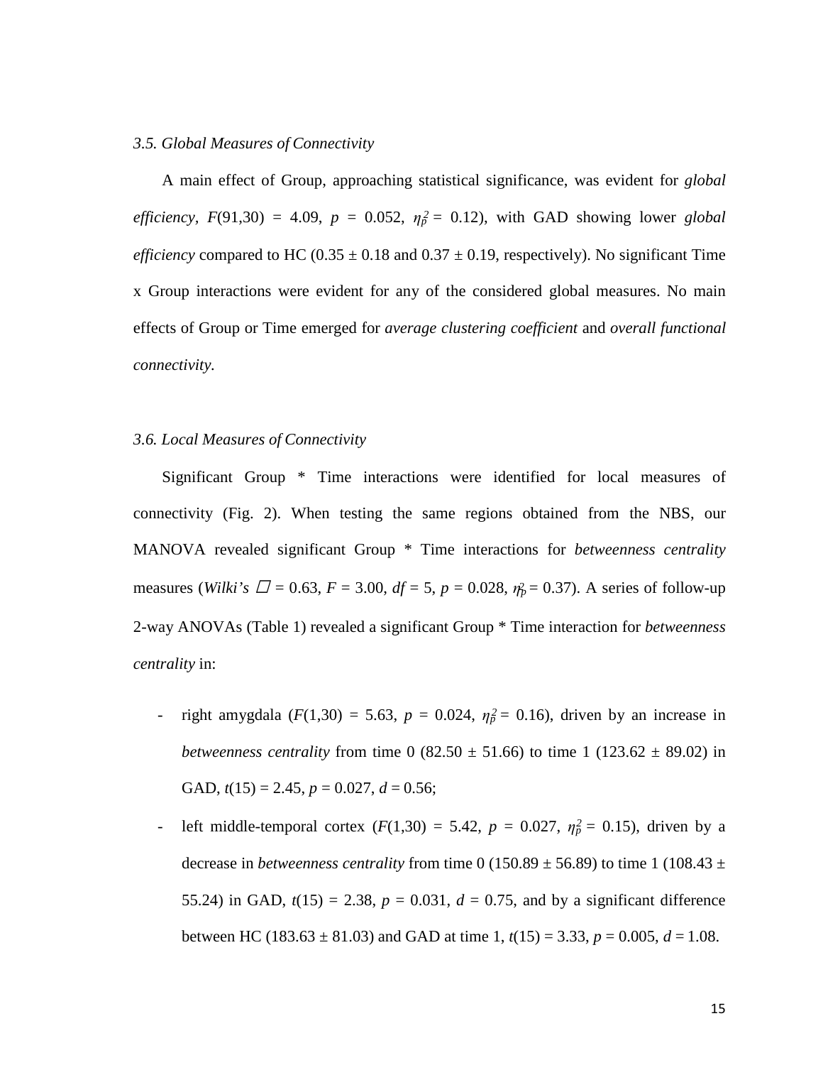### *3.5. Global Measures of Connectivity*

A main effect of Group, approaching statistical significance, was evident for *global efficiency, F*(91,30) = 4.09, *p* = 0.052, $\eta_p^2$ = 0.12), with GAD showing lower *global efficiency* compared to HC (0.35 ± 0.18 and 0.37 ± 0.19, respectively). No significant Time x Group interactions were evident for any of the considered global measures. No main effects of Group or Time emerged for *average clustering coefficient* and *overall functional connectivity.*

### *3.6. Local Measures of Connectivity*

Significant Group * Time interactions were identified for local measures of connectivity (Fig. 2). When testing the same regions obtained from the NBS, our MANOVA revealed significant Group * Time interactions for *betweenness centrality* measures (*Wilki's* $\Lambda$ = 0.63, *F* = 3.00, *df* = 5, *p* = 0.028, $\eta_p^2$ = 0.37). A series of follow-up 2-way ANOVAs (Table 1) revealed a significant Group * Time interaction for *betweenness centrality* in:

- right amygdala (*F*(1,30) = 5.63, *p* = 0.024, $\eta_p^2$ = 0.16), driven by an increase in *betweenness centrality* from time 0 (82.50 ± 51.66) to time 1 (123.62 ± 89.02) in GAD, *t*(15) = 2.45, *p* = 0.027, *d* = 0.56;
- left middle-temporal cortex (*F*(1,30) = 5.42, *p* = 0.027, $\eta_p^2$ = 0.15), driven by a decrease in *betweenness centrality* from time 0 (150.89 ± 56.89) to time 1 (108.43 ± 55.24) in GAD, *t*(15) = 2.38, *p* = 0.031, *d* = 0.75, and by a significant difference between HC (183.63 ± 81.03) and GAD at time 1, *t*(15) = 3.33, *p* = 0.005, *d* = 1.08.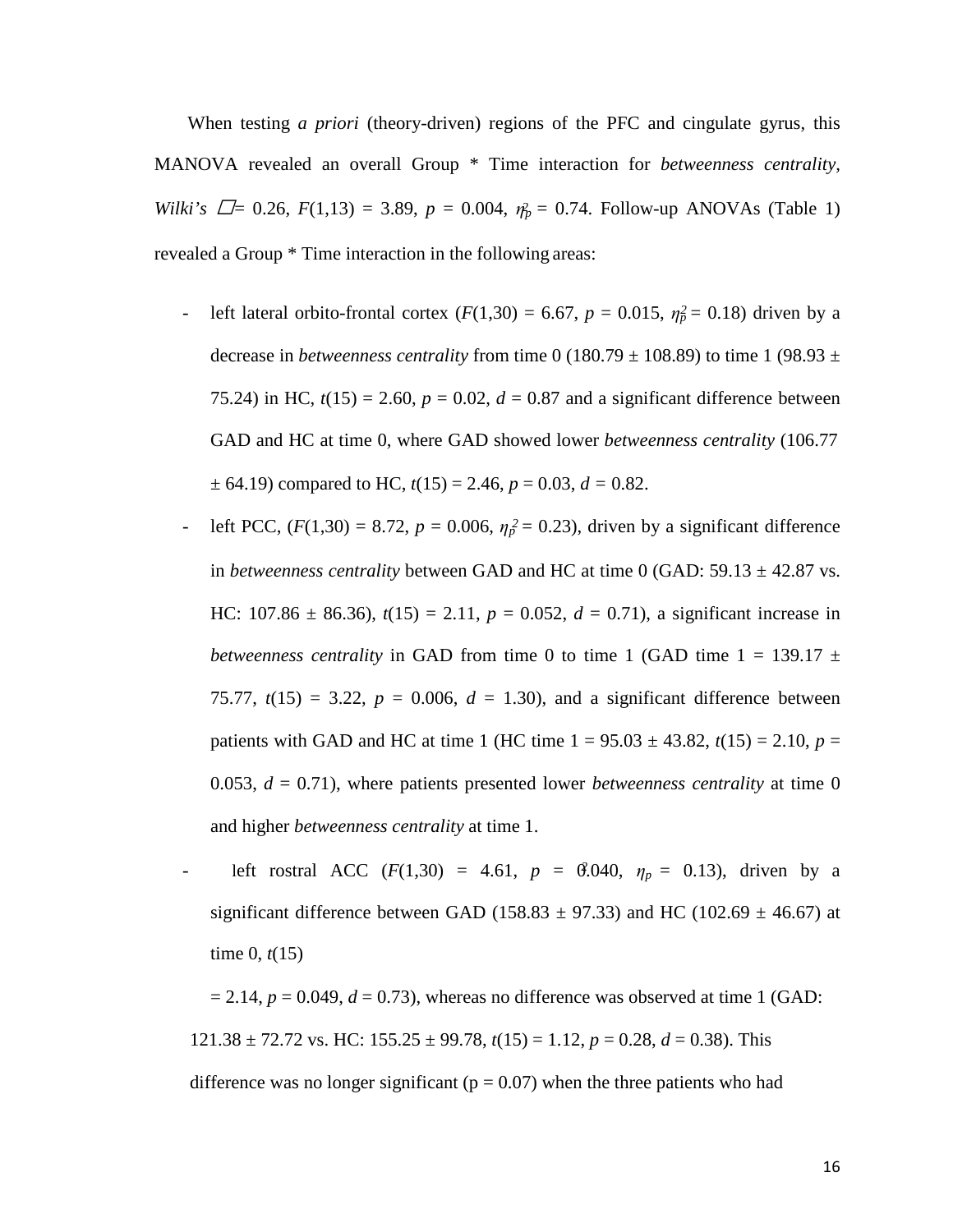When testing *a priori* (theory-driven) regions of the PFC and cingulate gyrus, this MANOVA revealed an overall Group * Time interaction for *betweenness centrality*, *Wilki's* $\Lambda$ = 0.26, $F(1,13) = 3.89$, $p = 0.004$, $\eta_p^2 = 0.74$. Follow-up ANOVAs (Table 1) revealed a Group * Time interaction in the following areas:

- left lateral orbito-frontal cortex ($F(1,30) = 6.67$, $p = 0.015$, $\eta_p^2 = 0.18$) driven by a decrease in *betweenness centrality* from time 0 (180.79 ± 108.89) to time 1 (98.93 ± 75.24) in HC, $t(15) = 2.60$, $p = 0.02$, $d = 0.87$ and a significant difference between GAD and HC at time 0, where GAD showed lower *betweenness centrality* (106.77 ± 64.19) compared to HC, $t(15) = 2.46$, $p = 0.03$, $d = 0.82$.
- left PCC, ($F(1,30) = 8.72$, $p = 0.006$, $\eta_p^2 = 0.23$), driven by a significant difference in *betweenness centrality* between GAD and HC at time 0 (GAD: 59.13 ± 42.87 vs. HC: 107.86 ± 86.36), $t(15) = 2.11$, $p = 0.052$, $d = 0.71$), a significant increase in *betweenness centrality* in GAD from time 0 to time 1 (GAD time 1 = 139.17 ± 75.77, $t(15) = 3.22$, $p = 0.006$, $d = 1.30$), and a significant difference between patients with GAD and HC at time 1 (HC time 1 = 95.03 ± 43.82, $t(15) = 2.10$, $p = 0.053$, $d = 0.71$), where patients presented lower *betweenness centrality* at time 0 and higher *betweenness centrality* at time 1.
- left rostral ACC ($F(1,30) = 4.61$, $p = 0.040$, $\eta_p^2 = 0.13$), driven by a significant difference between GAD (158.83 ± 97.33) and HC (102.69 ± 46.67) at time 0, $t(15) = 2.14$, $p = 0.049$, $d = 0.73$), whereas no difference was observed at time 1 (GAD: 121.38 ± 72.72 vs. HC: 155.25 ± 99.78, $t(15) = 1.12$, $p = 0.28$, $d = 0.38$). This difference was no longer significant (p = 0.07) when the three patients who had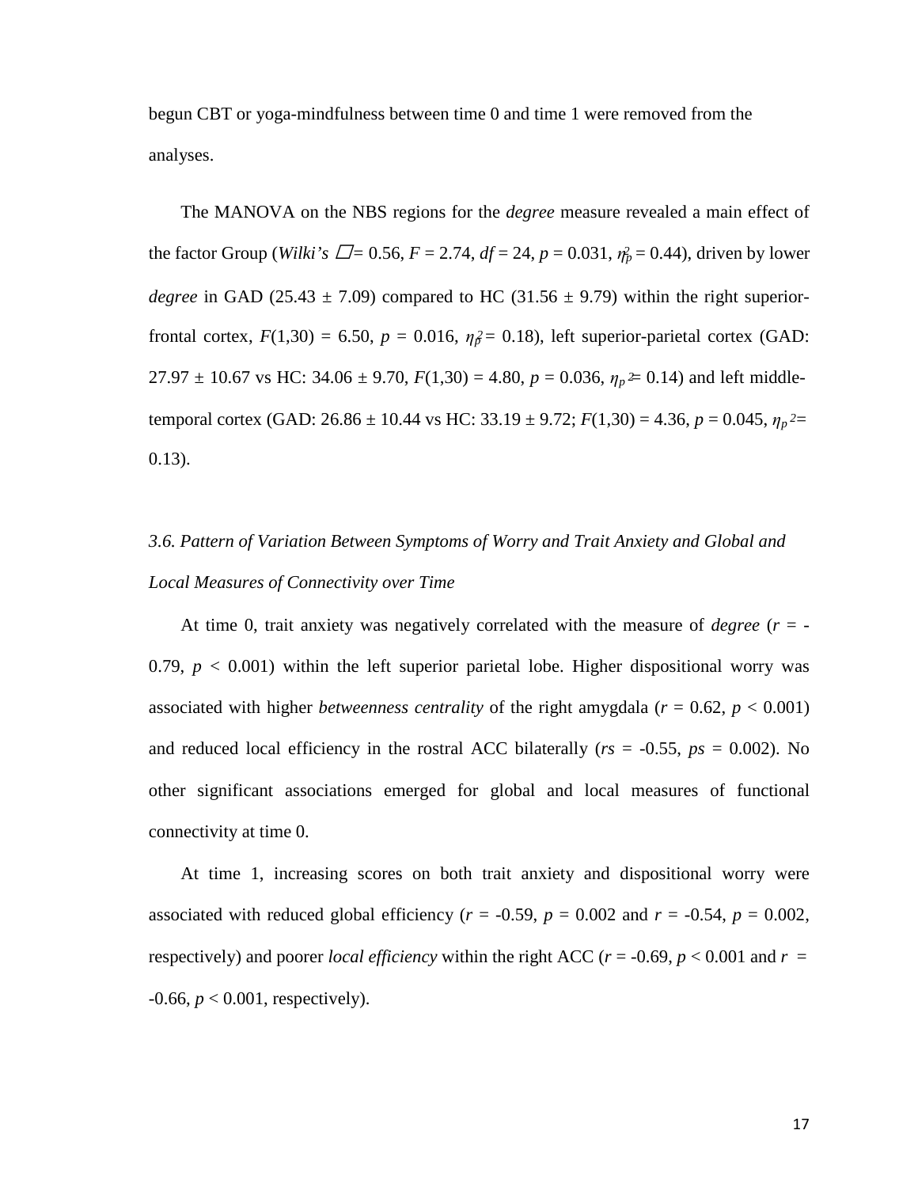begun CBT or yoga-mindfulness between time 0 and time 1 were removed from the analyses.

The MANOVA on the NBS regions for the *degree* measure revealed a main effect of the factor Group (*Wilki's* □= 0.56, $F$ = 2.74, $df$ = 24, $p$ = 0.031, $\eta_p^2$ = 0.44), driven by lower *degree* in GAD (25.43 ± 7.09) compared to HC (31.56 ± 9.79) within the right superior-frontal cortex, $F(1,30)$ = 6.50, $p$ = 0.016, $\eta_p^2$ = 0.18), left superior-parietal cortex (GAD: 27.97 ± 10.67 vs HC: 34.06 ± 9.70, $F(1,30)$ = 4.80, $p$ = 0.036, $\eta_p^2$= 0.14) and left middle-temporal cortex (GAD: 26.86 ± 10.44 vs HC: 33.19 ± 9.72; $F(1,30)$ = 4.36, $p$ = 0.045, $\eta_p^2$= 0.13).

### *3.6. Pattern of Variation Between Symptoms of Worry and Trait Anxiety and Global and Local Measures of Connectivity over Time*

At time 0, trait anxiety was negatively correlated with the measure of *degree* ($r$ = -0.79, $p < 0.001$) within the left superior parietal lobe. Higher dispositional worry was associated with higher *betweenness centrality* of the right amygdala ($r$ = 0.62, $p < 0.001$) and reduced local efficiency in the rostral ACC bilaterally ($rs$ = -0.55, $ps$ = 0.002). No other significant associations emerged for global and local measures of functional connectivity at time 0.

At time 1, increasing scores on both trait anxiety and dispositional worry were associated with reduced global efficiency ($r$ = -0.59, $p$ = 0.002 and $r$ = -0.54, $p$ = 0.002, respectively) and poorer *local efficiency* within the right ACC ($r$ = -0.69, $p < 0.001$ and $r$ = -0.66, $p < 0.001$, respectively).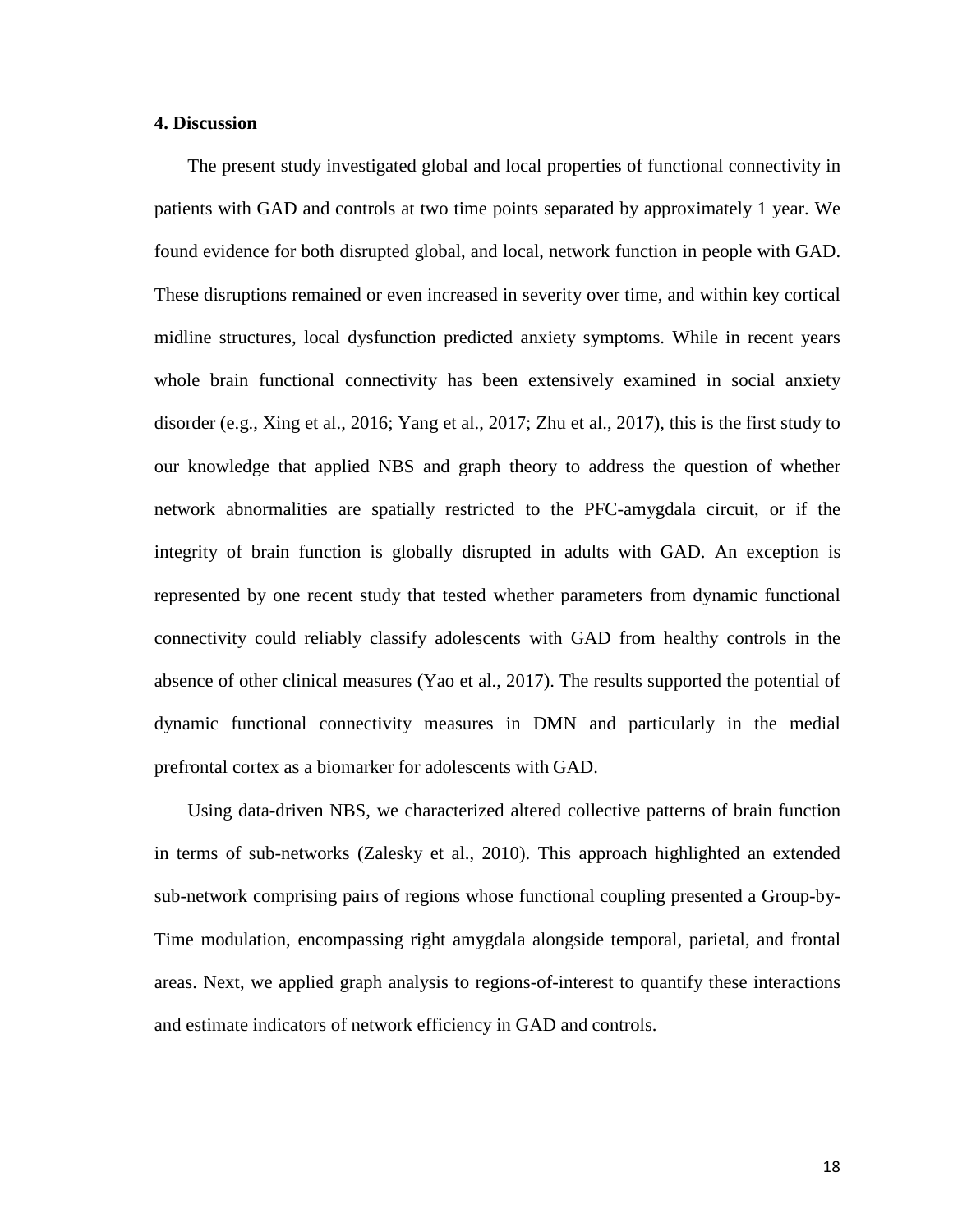## 4. Discussion

The present study investigated global and local properties of functional connectivity in patients with GAD and controls at two time points separated by approximately 1 year. We found evidence for both disrupted global, and local, network function in people with GAD. These disruptions remained or even increased in severity over time, and within key cortical midline structures, local dysfunction predicted anxiety symptoms. While in recent years whole brain functional connectivity has been extensively examined in social anxiety disorder (e.g., Xing et al., 2016; Yang et al., 2017; Zhu et al., 2017), this is the first study to our knowledge that applied NBS and graph theory to address the question of whether network abnormalities are spatially restricted to the PFC-amygdala circuit, or if the integrity of brain function is globally disrupted in adults with GAD. An exception is represented by one recent study that tested whether parameters from dynamic functional connectivity could reliably classify adolescents with GAD from healthy controls in the absence of other clinical measures (Yao et al., 2017). The results supported the potential of dynamic functional connectivity measures in DMN and particularly in the medial prefrontal cortex as a biomarker for adolescents with GAD.

Using data-driven NBS, we characterized altered collective patterns of brain function in terms of sub-networks (Zalesky et al., 2010). This approach highlighted an extended sub-network comprising pairs of regions whose functional coupling presented a Group-by-Time modulation, encompassing right amygdala alongside temporal, parietal, and frontal areas. Next, we applied graph analysis to regions-of-interest to quantify these interactions and estimate indicators of network efficiency in GAD and controls.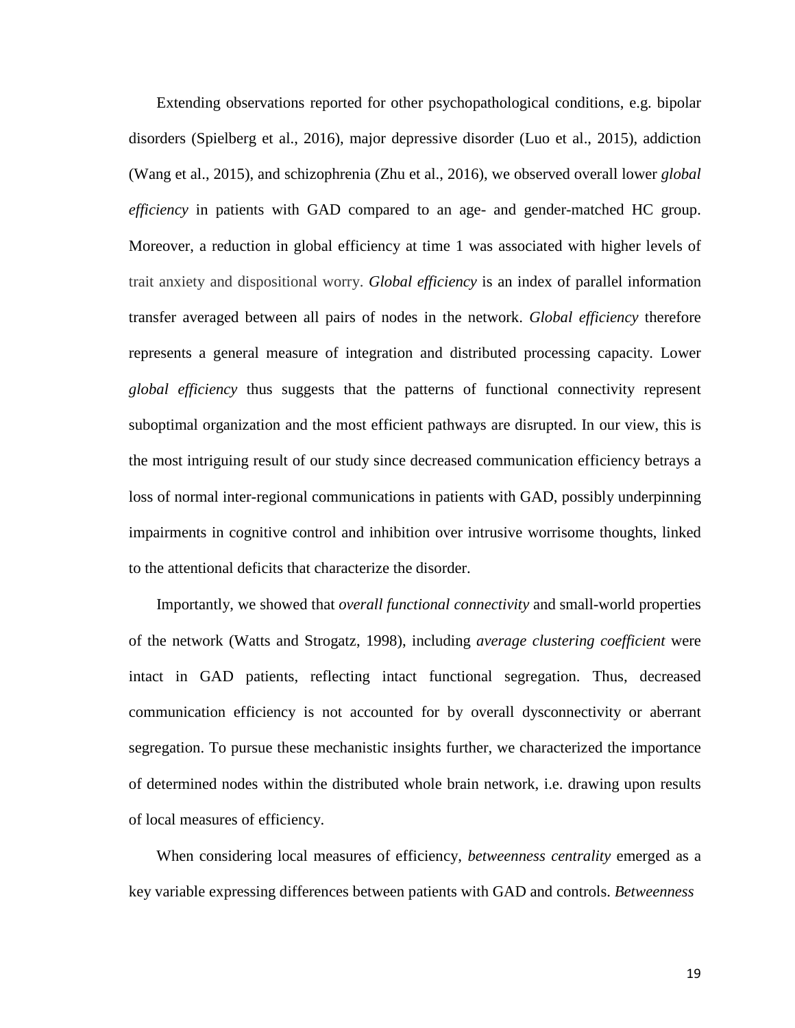Extending observations reported for other psychopathological conditions, e.g. bipolar disorders (Spielberg et al., 2016), major depressive disorder (Luo et al., 2015), addiction (Wang et al., 2015), and schizophrenia (Zhu et al., 2016), we observed overall lower *global efficiency* in patients with GAD compared to an age- and gender-matched HC group. Moreover, a reduction in global efficiency at time 1 was associated with higher levels of trait anxiety and dispositional worry. *Global efficiency* is an index of parallel information transfer averaged between all pairs of nodes in the network. *Global efficiency* therefore represents a general measure of integration and distributed processing capacity. Lower *global efficiency* thus suggests that the patterns of functional connectivity represent suboptimal organization and the most efficient pathways are disrupted. In our view, this is the most intriguing result of our study since decreased communication efficiency betrays a loss of normal inter-regional communications in patients with GAD, possibly underpinning impairments in cognitive control and inhibition over intrusive worrisome thoughts, linked to the attentional deficits that characterize the disorder.

Importantly, we showed that *overall functional connectivity* and small-world properties of the network (Watts and Strogatz, 1998), including *average clustering coefficient* were intact in GAD patients, reflecting intact functional segregation. Thus, decreased communication efficiency is not accounted for by overall dysconnectivity or aberrant segregation. To pursue these mechanistic insights further, we characterized the importance of determined nodes within the distributed whole brain network, i.e. drawing upon results of local measures of efficiency.

When considering local measures of efficiency, *betweenness centrality* emerged as a key variable expressing differences between patients with GAD and controls. *Betweenness*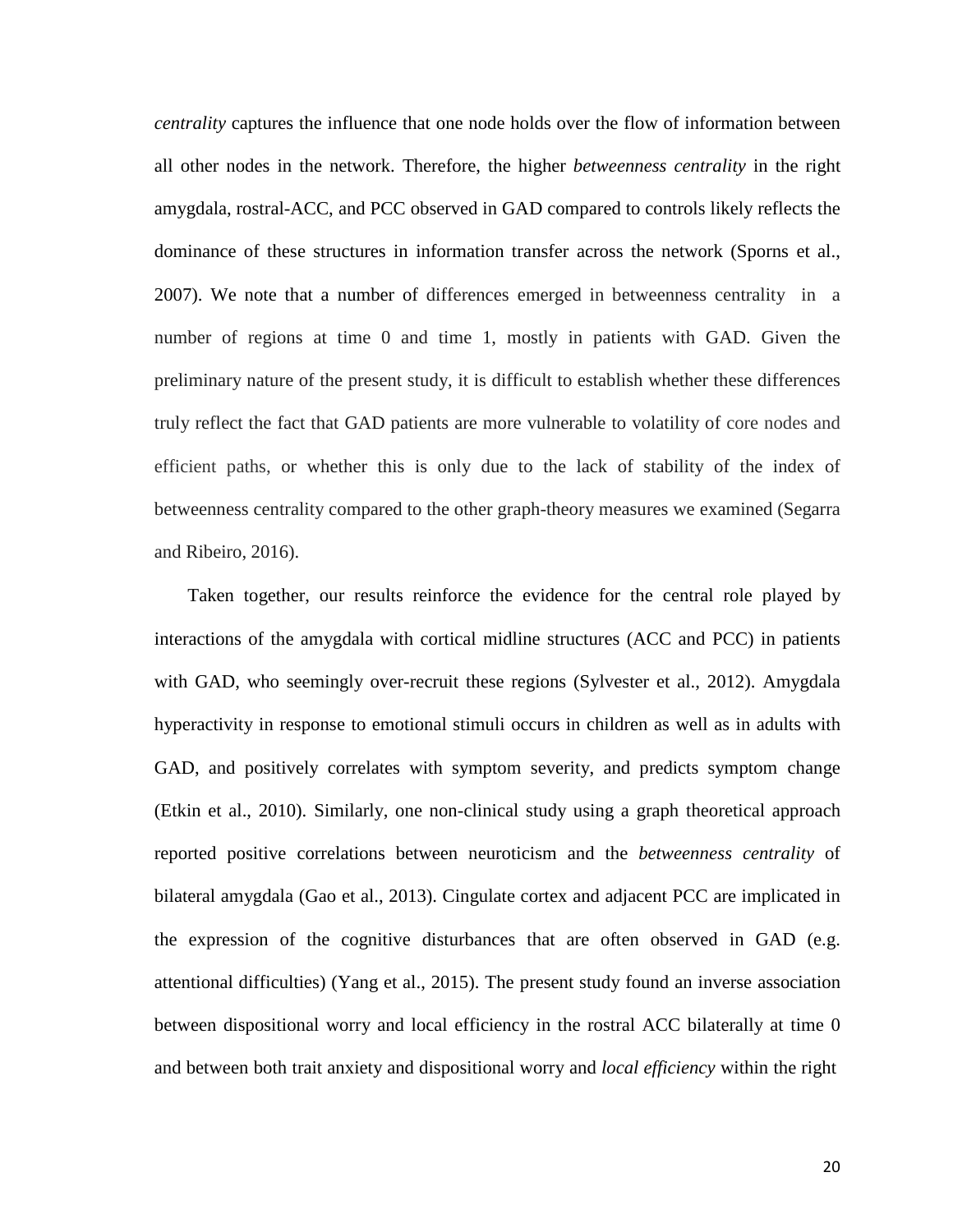*centrality* captures the influence that one node holds over the flow of information between all other nodes in the network. Therefore, the higher *betweenness centrality* in the right amygdala, rostral-ACC, and PCC observed in GAD compared to controls likely reflects the dominance of these structures in information transfer across the network (Sporns et al., 2007). We note that a number of differences emerged in betweenness centrality in a number of regions at time 0 and time 1, mostly in patients with GAD. Given the preliminary nature of the present study, it is difficult to establish whether these differences truly reflect the fact that GAD patients are more vulnerable to volatility of core nodes and efficient paths, or whether this is only due to the lack of stability of the index of betweenness centrality compared to the other graph-theory measures we examined (Segarra and Ribeiro, 2016).

Taken together, our results reinforce the evidence for the central role played by interactions of the amygdala with cortical midline structures (ACC and PCC) in patients with GAD, who seemingly over-recruit these regions (Sylvester et al., 2012). Amygdala hyperactivity in response to emotional stimuli occurs in children as well as in adults with GAD, and positively correlates with symptom severity, and predicts symptom change (Etkin et al., 2010). Similarly, one non-clinical study using a graph theoretical approach reported positive correlations between neuroticism and the *betweenness centrality* of bilateral amygdala (Gao et al., 2013). Cingulate cortex and adjacent PCC are implicated in the expression of the cognitive disturbances that are often observed in GAD (e.g. attentional difficulties) (Yang et al., 2015). The present study found an inverse association between dispositional worry and local efficiency in the rostral ACC bilaterally at time 0 and between both trait anxiety and dispositional worry and *local efficiency* within the right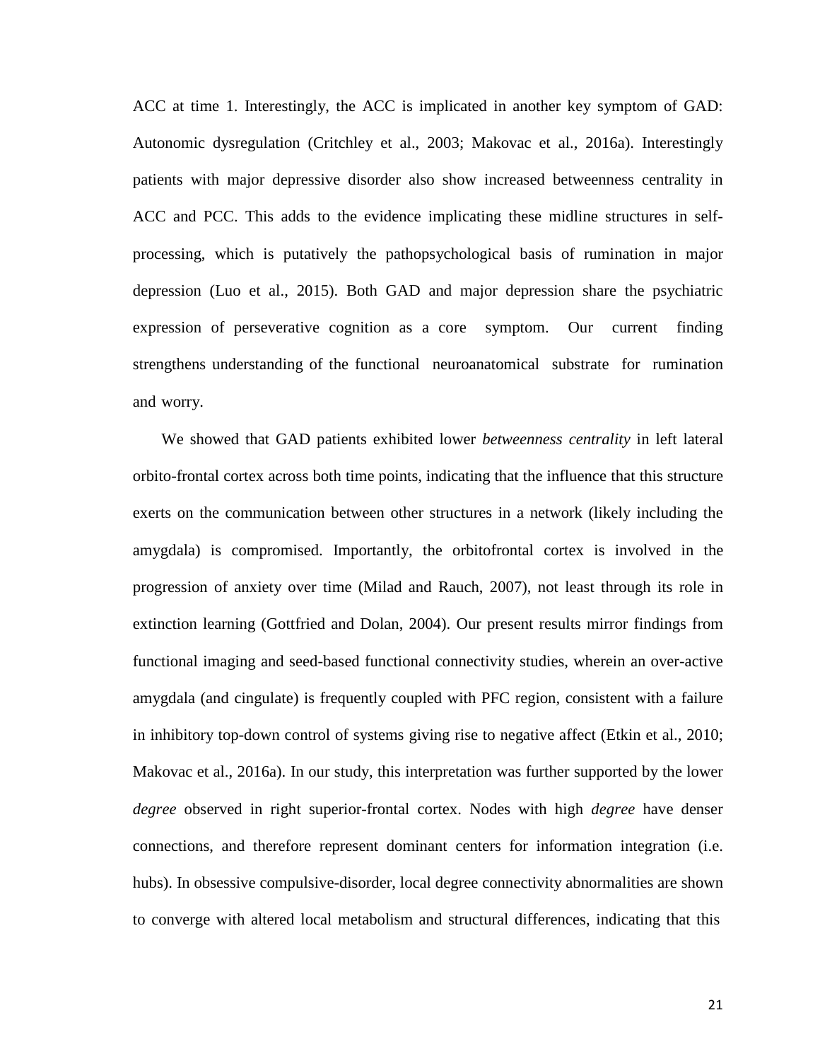ACC at time 1. Interestingly, the ACC is implicated in another key symptom of GAD: Autonomic dysregulation (Critchley et al., 2003; Makovac et al., 2016a). Interestingly patients with major depressive disorder also show increased betweenness centrality in ACC and PCC. This adds to the evidence implicating these midline structures in self-processing, which is putatively the pathopsychological basis of rumination in major depression (Luo et al., 2015). Both GAD and major depression share the psychiatric expression of perseverative cognition as a core symptom. Our current finding strengthens understanding of the functional neuroanatomical substrate for rumination and worry.

We showed that GAD patients exhibited lower *betweenness centrality* in left lateral orbito-frontal cortex across both time points, indicating that the influence that this structure exerts on the communication between other structures in a network (likely including the amygdala) is compromised. Importantly, the orbitofrontal cortex is involved in the progression of anxiety over time (Milad and Rauch, 2007), not least through its role in extinction learning (Gottfried and Dolan, 2004). Our present results mirror findings from functional imaging and seed-based functional connectivity studies, wherein an over-active amygdala (and cingulate) is frequently coupled with PFC region, consistent with a failure in inhibitory top-down control of systems giving rise to negative affect (Etkin et al., 2010; Makovac et al., 2016a). In our study, this interpretation was further supported by the lower *degree* observed in right superior-frontal cortex. Nodes with high *degree* have denser connections, and therefore represent dominant centers for information integration (i.e. hubs). In obsessive compulsive-disorder, local degree connectivity abnormalities are shown to converge with altered local metabolism and structural differences, indicating that this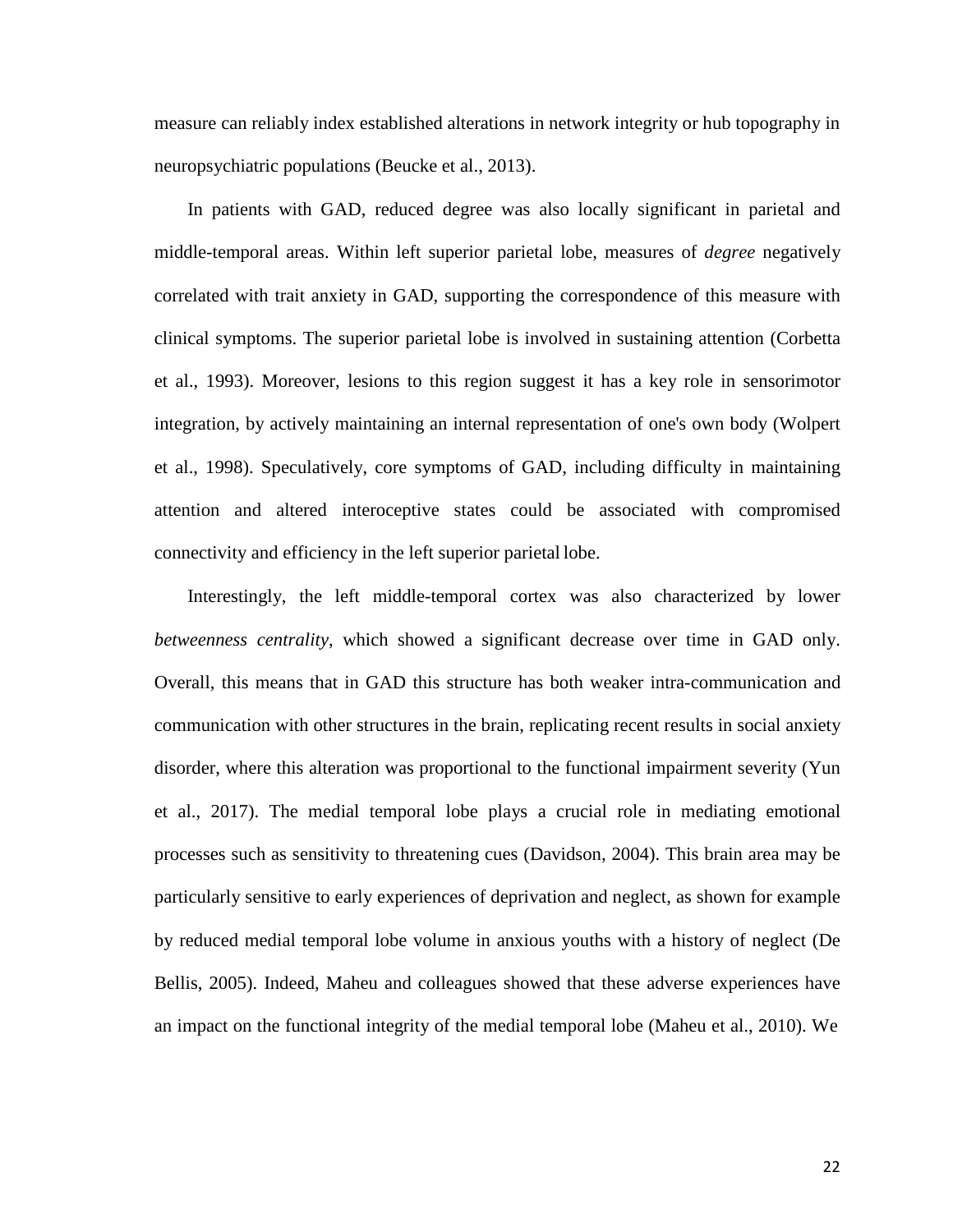measure can reliably index established alterations in network integrity or hub topography in neuropsychiatric populations (Beucke et al., 2013).

In patients with GAD, reduced degree was also locally significant in parietal and middle-temporal areas. Within left superior parietal lobe, measures of *degree* negatively correlated with trait anxiety in GAD, supporting the correspondence of this measure with clinical symptoms. The superior parietal lobe is involved in sustaining attention (Corbetta et al., 1993). Moreover, lesions to this region suggest it has a key role in sensorimotor integration, by actively maintaining an internal representation of one's own body (Wolpert et al., 1998). Speculatively, core symptoms of GAD, including difficulty in maintaining attention and altered interoceptive states could be associated with compromised connectivity and efficiency in the left superior parietal lobe.

Interestingly, the left middle-temporal cortex was also characterized by lower *betweenness centrality*, which showed a significant decrease over time in GAD only. Overall, this means that in GAD this structure has both weaker intra-communication and communication with other structures in the brain, replicating recent results in social anxiety disorder, where this alteration was proportional to the functional impairment severity (Yun et al., 2017). The medial temporal lobe plays a crucial role in mediating emotional processes such as sensitivity to threatening cues (Davidson, 2004). This brain area may be particularly sensitive to early experiences of deprivation and neglect, as shown for example by reduced medial temporal lobe volume in anxious youths with a history of neglect (De Bellis, 2005). Indeed, Maheu and colleagues showed that these adverse experiences have an impact on the functional integrity of the medial temporal lobe (Maheu et al., 2010). We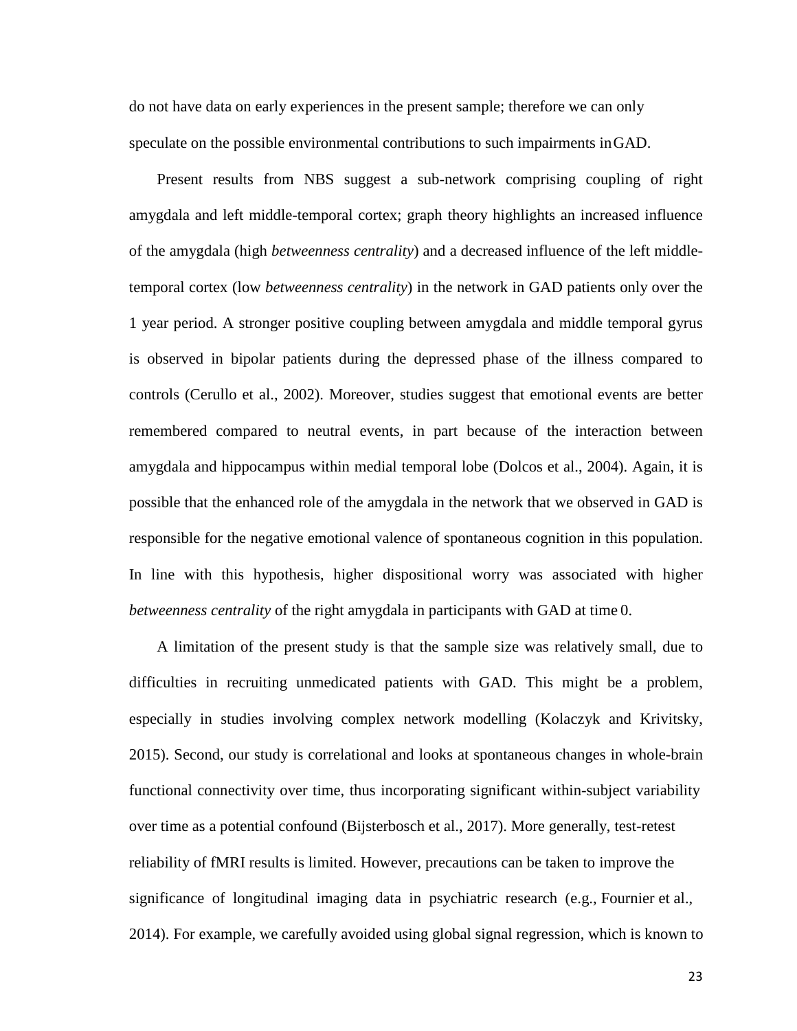do not have data on early experiences in the present sample; therefore we can only speculate on the possible environmental contributions to such impairments in GAD.

Present results from NBS suggest a sub-network comprising coupling of right amygdala and left middle-temporal cortex; graph theory highlights an increased influence of the amygdala (high *betweenness centrality*) and a decreased influence of the left middle-temporal cortex (low *betweenness centrality*) in the network in GAD patients only over the 1 year period. A stronger positive coupling between amygdala and middle temporal gyrus is observed in bipolar patients during the depressed phase of the illness compared to controls (Cerullo et al., 2002). Moreover, studies suggest that emotional events are better remembered compared to neutral events, in part because of the interaction between amygdala and hippocampus within medial temporal lobe (Dolcos et al., 2004). Again, it is possible that the enhanced role of the amygdala in the network that we observed in GAD is responsible for the negative emotional valence of spontaneous cognition in this population. In line with this hypothesis, higher dispositional worry was associated with higher *betweenness centrality* of the right amygdala in participants with GAD at time 0.

A limitation of the present study is that the sample size was relatively small, due to difficulties in recruiting unmedicated patients with GAD. This might be a problem, especially in studies involving complex network modelling (Kolaczyk and Krivitsky, 2015). Second, our study is correlational and looks at spontaneous changes in whole-brain functional connectivity over time, thus incorporating significant within-subject variability over time as a potential confound (Bijsterbosch et al., 2017). More generally, test-retest reliability of fMRI results is limited. However, precautions can be taken to improve the significance of longitudinal imaging data in psychiatric research (e.g., Fournier et al., 2014). For example, we carefully avoided using global signal regression, which is known to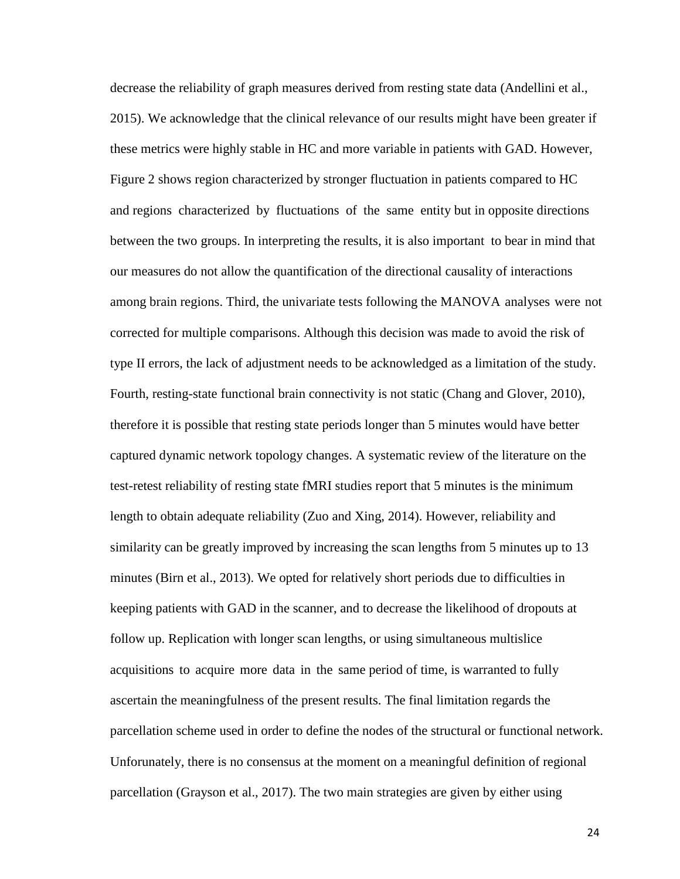decrease the reliability of graph measures derived from resting state data (Andellini et al., 2015). We acknowledge that the clinical relevance of our results might have been greater if these metrics were highly stable in HC and more variable in patients with GAD. However, Figure 2 shows region characterized by stronger fluctuation in patients compared to HC and regions characterized by fluctuations of the same entity but in opposite directions between the two groups. In interpreting the results, it is also important to bear in mind that our measures do not allow the quantification of the directional causality of interactions among brain regions. Third, the univariate tests following the MANOVA analyses were not corrected for multiple comparisons. Although this decision was made to avoid the risk of type II errors, the lack of adjustment needs to be acknowledged as a limitation of the study. Fourth, resting-state functional brain connectivity is not static (Chang and Glover, 2010), therefore it is possible that resting state periods longer than 5 minutes would have better captured dynamic network topology changes. A systematic review of the literature on the test-retest reliability of resting state fMRI studies report that 5 minutes is the minimum length to obtain adequate reliability (Zuo and Xing, 2014). However, reliability and similarity can be greatly improved by increasing the scan lengths from 5 minutes up to 13 minutes (Birn et al., 2013). We opted for relatively short periods due to difficulties in keeping patients with GAD in the scanner, and to decrease the likelihood of dropouts at follow up. Replication with longer scan lengths, or using simultaneous multislice acquisitions to acquire more data in the same period of time, is warranted to fully ascertain the meaningfulness of the present results. The final limitation regards the parcellation scheme used in order to define the nodes of the structural or functional network. Unforunately, there is no consensus at the moment on a meaningful definition of regional parcellation (Grayson et al., 2017). The two main strategies are given by either using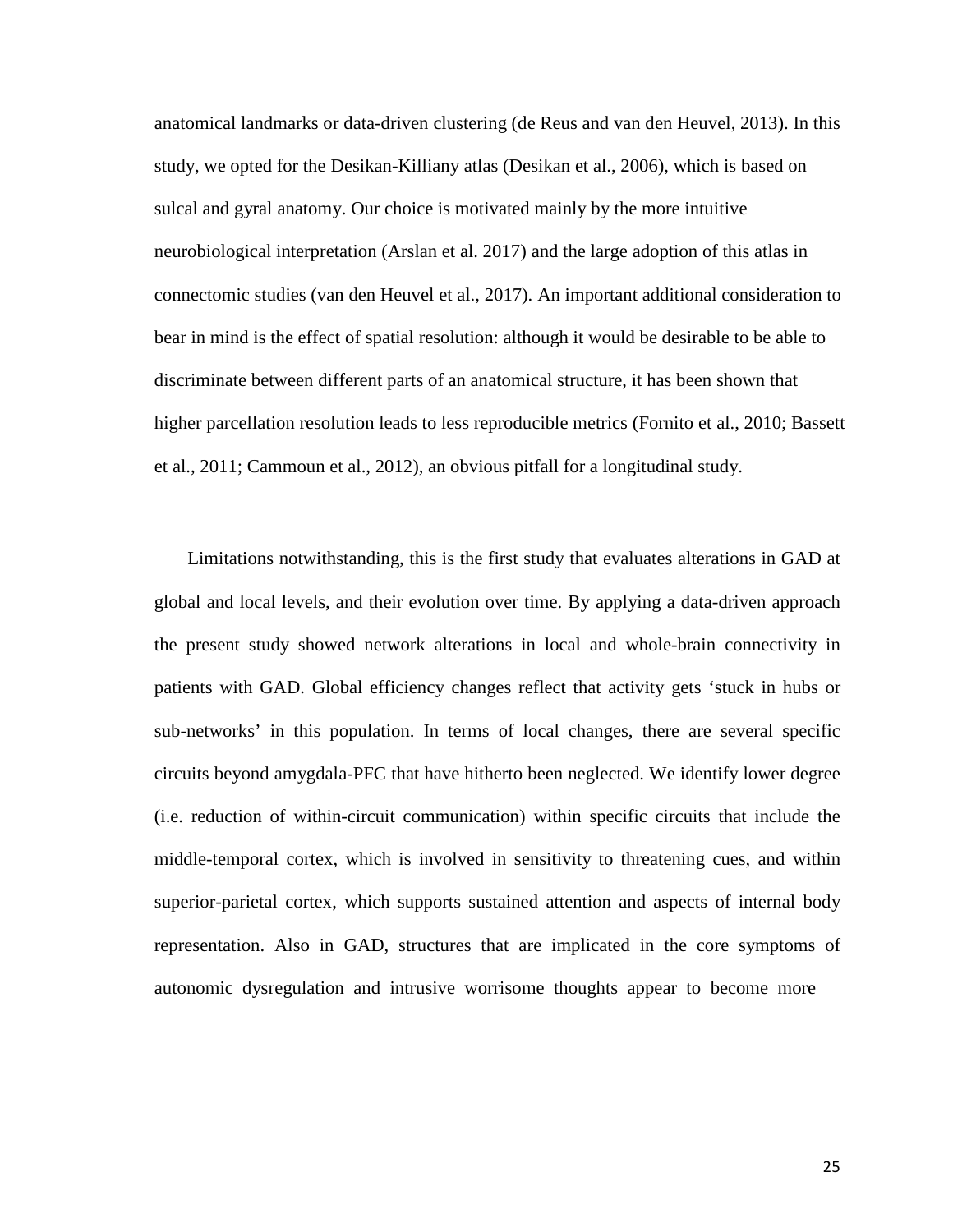anatomical landmarks or data-driven clustering (de Reus and van den Heuvel, 2013). In this study, we opted for the Desikan-Killiany atlas (Desikan et al., 2006), which is based on sulcal and gyral anatomy. Our choice is motivated mainly by the more intuitive neurobiological interpretation (Arslan et al. 2017) and the large adoption of this atlas in connectomic studies (van den Heuvel et al., 2017). An important additional consideration to bear in mind is the effect of spatial resolution: although it would be desirable to be able to discriminate between different parts of an anatomical structure, it has been shown that higher parcellation resolution leads to less reproducible metrics (Fornito et al., 2010; Bassett et al., 2011; Cammoun et al., 2012), an obvious pitfall for a longitudinal study.

Limitations notwithstanding, this is the first study that evaluates alterations in GAD at global and local levels, and their evolution over time. By applying a data-driven approach the present study showed network alterations in local and whole-brain connectivity in patients with GAD. Global efficiency changes reflect that activity gets 'stuck in hubs or sub-networks' in this population. In terms of local changes, there are several specific circuits beyond amygdala-PFC that have hitherto been neglected. We identify lower degree (i.e. reduction of within-circuit communication) within specific circuits that include the middle-temporal cortex, which is involved in sensitivity to threatening cues, and within superior-parietal cortex, which supports sustained attention and aspects of internal body representation. Also in GAD, structures that are implicated in the core symptoms of autonomic dysregulation and intrusive worrisome thoughts appear to become more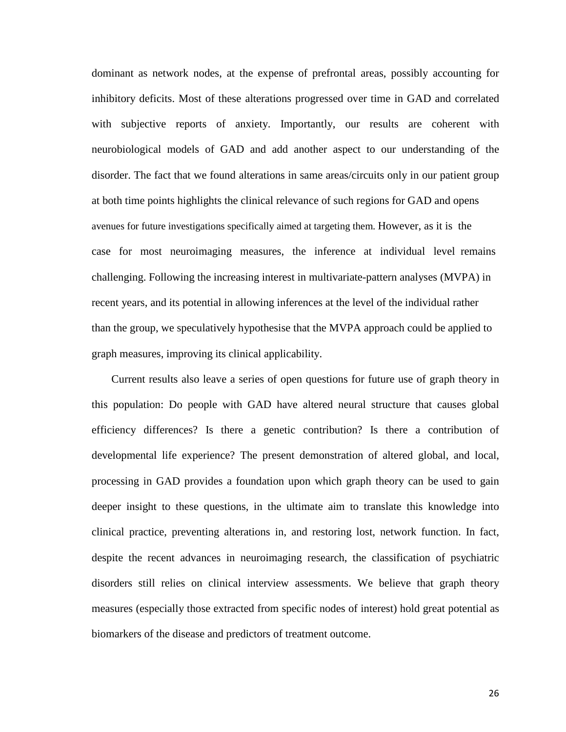dominant as network nodes, at the expense of prefrontal areas, possibly accounting for inhibitory deficits. Most of these alterations progressed over time in GAD and correlated with subjective reports of anxiety. Importantly, our results are coherent with neurobiological models of GAD and add another aspect to our understanding of the disorder. The fact that we found alterations in same areas/circuits only in our patient group at both time points highlights the clinical relevance of such regions for GAD and opens avenues for future investigations specifically aimed at targeting them. However, as it is the case for most neuroimaging measures, the inference at individual level remains challenging. Following the increasing interest in multivariate-pattern analyses (MVPA) in recent years, and its potential in allowing inferences at the level of the individual rather than the group, we speculatively hypothesise that the MVPA approach could be applied to graph measures, improving its clinical applicability.

Current results also leave a series of open questions for future use of graph theory in this population: Do people with GAD have altered neural structure that causes global efficiency differences? Is there a genetic contribution? Is there a contribution of developmental life experience? The present demonstration of altered global, and local, processing in GAD provides a foundation upon which graph theory can be used to gain deeper insight to these questions, in the ultimate aim to translate this knowledge into clinical practice, preventing alterations in, and restoring lost, network function. In fact, despite the recent advances in neuroimaging research, the classification of psychiatric disorders still relies on clinical interview assessments. We believe that graph theory measures (especially those extracted from specific nodes of interest) hold great potential as biomarkers of the disease and predictors of treatment outcome.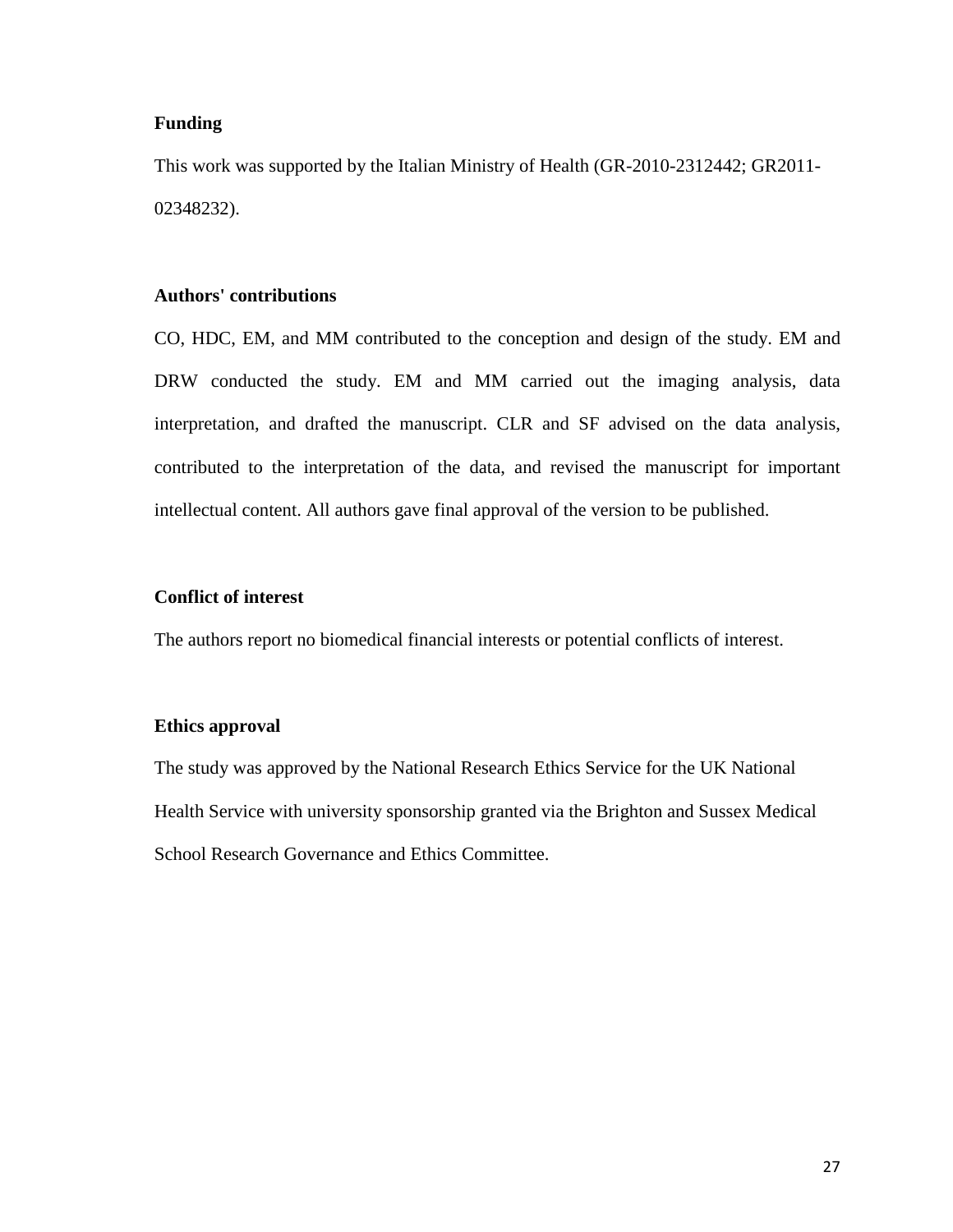## Funding

This work was supported by the Italian Ministry of Health (GR-2010-2312442; GR2011-02348232).

## Authors' contributions

CO, HDC, EM, and MM contributed to the conception and design of the study. EM and DRW conducted the study. EM and MM carried out the imaging analysis, data interpretation, and drafted the manuscript. CLR and SF advised on the data analysis, contributed to the interpretation of the data, and revised the manuscript for important intellectual content. All authors gave final approval of the version to be published.

## Conflict of interest

The authors report no biomedical financial interests or potential conflicts of interest.

## Ethics approval

The study was approved by the National Research Ethics Service for the UK National Health Service with university sponsorship granted via the Brighton and Sussex Medical School Research Governance and Ethics Committee.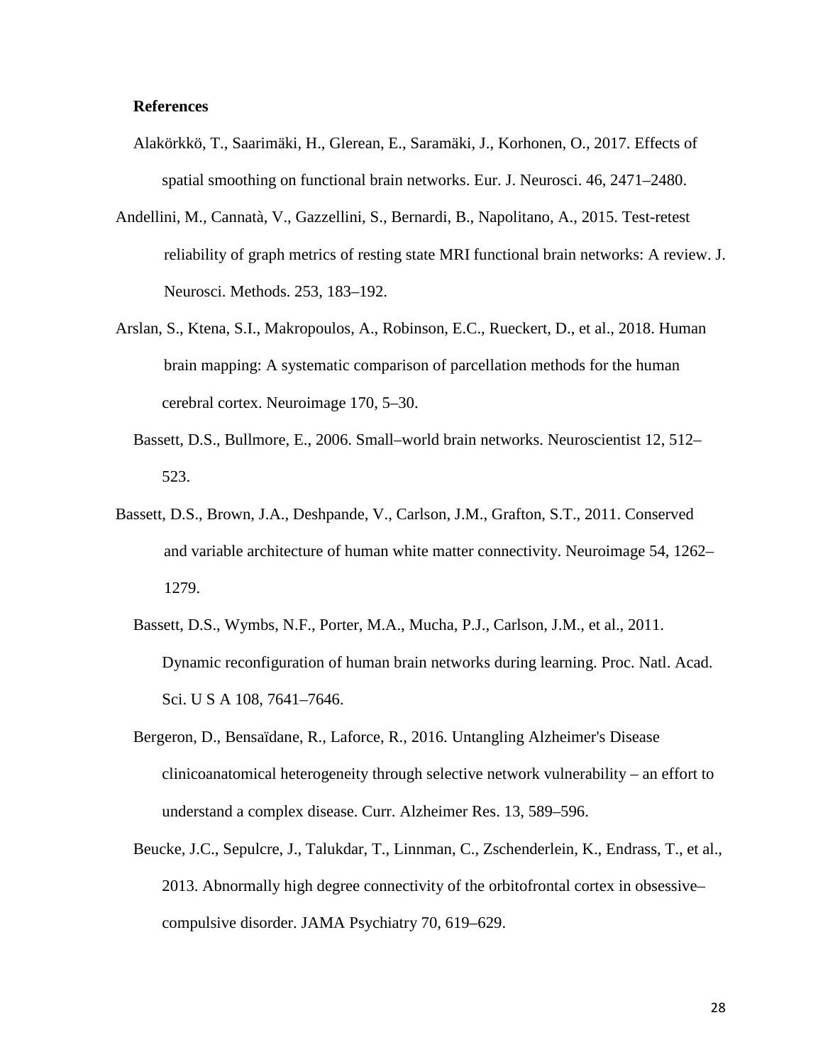**References**

Alakörkkö, T., Saarimäki, H., Glerean, E., Saramäki, J., Korhonen, O., 2017. Effects of spatial smoothing on functional brain networks. Eur. J. Neurosci. 46, 2471–2480.

Andellini, M., Cannatà, V., Gazzellini, S., Bernardi, B., Napolitano, A., 2015. Test-retest reliability of graph metrics of resting state MRI functional brain networks: A review. J. Neurosci. Methods. 253, 183–192.

Arslan, S., Ktena, S.I., Makropoulos, A., Robinson, E.C., Rueckert, D., et al., 2018. Human brain mapping: A systematic comparison of parcellation methods for the human cerebral cortex. Neuroimage 170, 5–30.

Bassett, D.S., Bullmore, E., 2006. Small–world brain networks. Neuroscientist 12, 512–523.

Bassett, D.S., Brown, J.A., Deshpande, V., Carlson, J.M., Grafton, S.T., 2011. Conserved and variable architecture of human white matter connectivity. Neuroimage 54, 1262–1279.

Bassett, D.S., Wymbs, N.F., Porter, M.A., Mucha, P.J., Carlson, J.M., et al., 2011. Dynamic reconfiguration of human brain networks during learning. Proc. Natl. Acad. Sci. U S A 108, 7641–7646.

Bergeron, D., Bensaïdane, R., Laforce, R., 2016. Untangling Alzheimer's Disease clinicoanatomical heterogeneity through selective network vulnerability – an effort to understand a complex disease. Curr. Alzheimer Res. 13, 589–596.

Beucke, J.C., Sepulcre, J., Talukdar, T., Linnman, C., Zschenderlein, K., Endrass, T., et al., 2013. Abnormally high degree connectivity of the orbitofrontal cortex in obsessive–compulsive disorder. JAMA Psychiatry 70, 619–629.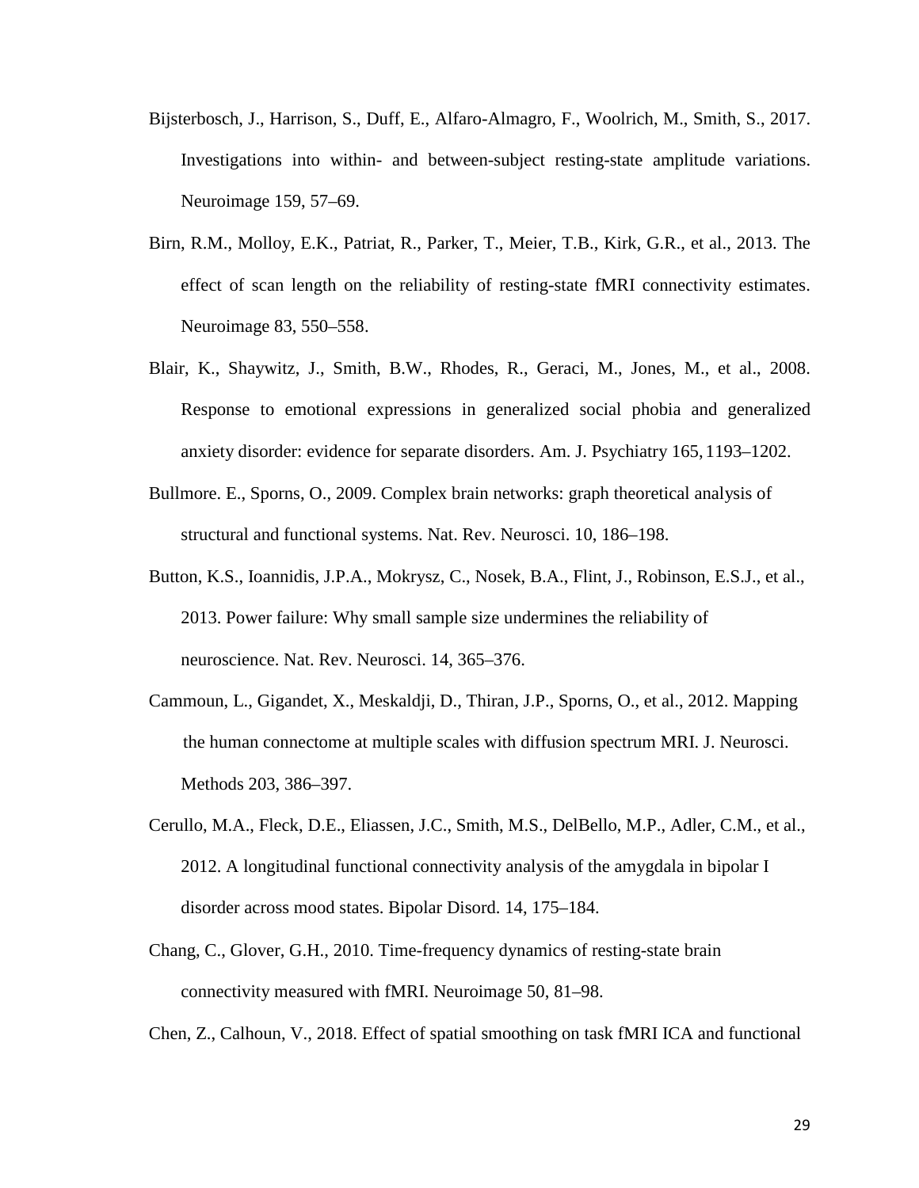Bijsterbosch, J., Harrison, S., Duff, E., Alfaro-Almagro, F., Woolrich, M., Smith, S., 2017. Investigations into within- and between-subject resting-state amplitude variations. Neuroimage 159, 57–69.

Birn, R.M., Molloy, E.K., Patriat, R., Parker, T., Meier, T.B., Kirk, G.R., et al., 2013. The effect of scan length on the reliability of resting-state fMRI connectivity estimates. Neuroimage 83, 550–558.

Blair, K., Shaywitz, J., Smith, B.W., Rhodes, R., Geraci, M., Jones, M., et al., 2008. Response to emotional expressions in generalized social phobia and generalized anxiety disorder: evidence for separate disorders. Am. J. Psychiatry 165, 1193–1202.

Bullmore. E., Sporns, O., 2009. Complex brain networks: graph theoretical analysis of structural and functional systems. Nat. Rev. Neurosci. 10, 186–198.

Button, K.S., Ioannidis, J.P.A., Mokrysz, C., Nosek, B.A., Flint, J., Robinson, E.S.J., et al., 2013. Power failure: Why small sample size undermines the reliability of neuroscience. Nat. Rev. Neurosci. 14, 365–376.

Cammoun, L., Gigandet, X., Meskaldji, D., Thiran, J.P., Sporns, O., et al., 2012. Mapping the human connectome at multiple scales with diffusion spectrum MRI. J. Neurosci. Methods 203, 386–397.

Cerullo, M.A., Fleck, D.E., Eliassen, J.C., Smith, M.S., DelBello, M.P., Adler, C.M., et al., 2012. A longitudinal functional connectivity analysis of the amygdala in bipolar I disorder across mood states. Bipolar Disord. 14, 175–184.

Chang, C., Glover, G.H., 2010. Time-frequency dynamics of resting-state brain connectivity measured with fMRI. Neuroimage 50, 81–98.

Chen, Z., Calhoun, V., 2018. Effect of spatial smoothing on task fMRI ICA and functional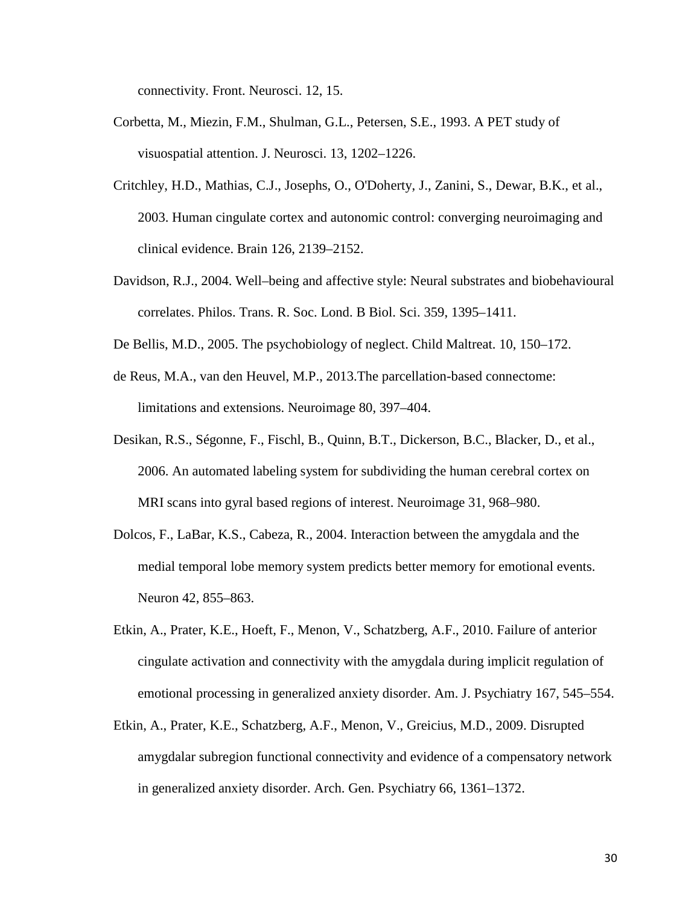connectivity. Front. Neurosci. 12, 15.

Corbetta, M., Miezin, F.M., Shulman, G.L., Petersen, S.E., 1993. A PET study of visuospatial attention. J. Neurosci. 13, 1202–1226.

Critchley, H.D., Mathias, C.J., Josephs, O., O'Doherty, J., Zanini, S., Dewar, B.K., et al., 2003. Human cingulate cortex and autonomic control: converging neuroimaging and clinical evidence. Brain 126, 2139–2152.

Davidson, R.J., 2004. Well–being and affective style: Neural substrates and biobehavioural correlates. Philos. Trans. R. Soc. Lond. B Biol. Sci. 359, 1395–1411.

De Bellis, M.D., 2005. The psychobiology of neglect. Child Maltreat. 10, 150–172.

de Reus, M.A., van den Heuvel, M.P., 2013.The parcellation-based connectome: limitations and extensions. Neuroimage 80, 397–404.

Desikan, R.S., Ségonne, F., Fischl, B., Quinn, B.T., Dickerson, B.C., Blacker, D., et al., 2006. An automated labeling system for subdividing the human cerebral cortex on MRI scans into gyral based regions of interest. Neuroimage 31, 968–980.

Dolcos, F., LaBar, K.S., Cabeza, R., 2004. Interaction between the amygdala and the medial temporal lobe memory system predicts better memory for emotional events. Neuron 42, 855–863.

Etkin, A., Prater, K.E., Hoeft, F., Menon, V., Schatzberg, A.F., 2010. Failure of anterior cingulate activation and connectivity with the amygdala during implicit regulation of emotional processing in generalized anxiety disorder. Am. J. Psychiatry 167, 545–554.

Etkin, A., Prater, K.E., Schatzberg, A.F., Menon, V., Greicius, M.D., 2009. Disrupted amygdalar subregion functional connectivity and evidence of a compensatory network in generalized anxiety disorder. Arch. Gen. Psychiatry 66, 1361–1372.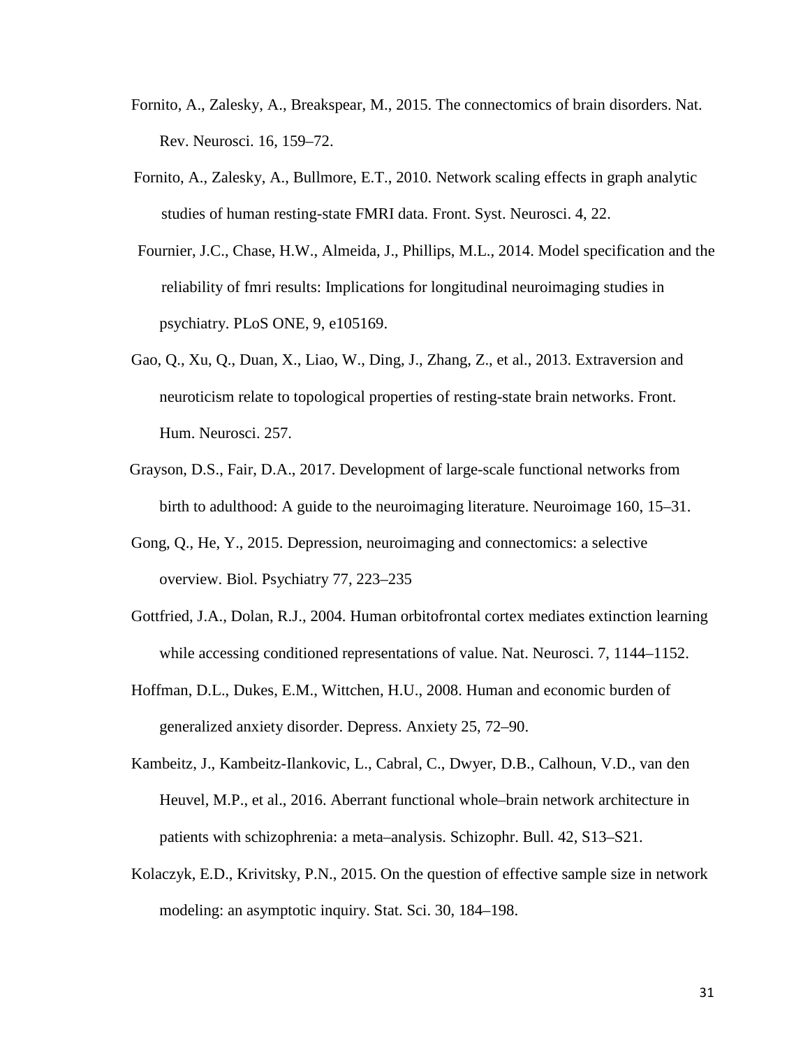Fornito, A., Zalesky, A., Breakspear, M., 2015. The connectomics of brain disorders. Nat. Rev. Neurosci. 16, 159–72.

Fornito, A., Zalesky, A., Bullmore, E.T., 2010. Network scaling effects in graph analytic studies of human resting-state FMRI data. Front. Syst. Neurosci. 4, 22.

Fournier, J.C., Chase, H.W., Almeida, J., Phillips, M.L., 2014. Model specification and the reliability of fmri results: Implications for longitudinal neuroimaging studies in psychiatry. PLoS ONE, 9, e105169.

Gao, Q., Xu, Q., Duan, X., Liao, W., Ding, J., Zhang, Z., et al., 2013. Extraversion and neuroticism relate to topological properties of resting-state brain networks. Front. Hum. Neurosci. 257.

Grayson, D.S., Fair, D.A., 2017. Development of large-scale functional networks from birth to adulthood: A guide to the neuroimaging literature. Neuroimage 160, 15–31.

Gong, Q., He, Y., 2015. Depression, neuroimaging and connectomics: a selective overview. Biol. Psychiatry 77, 223–235

Gottfried, J.A., Dolan, R.J., 2004. Human orbitofrontal cortex mediates extinction learning while accessing conditioned representations of value. Nat. Neurosci. 7, 1144–1152.

Hoffman, D.L., Dukes, E.M., Wittchen, H.U., 2008. Human and economic burden of generalized anxiety disorder. Depress. Anxiety 25, 72–90.

Kambeitz, J., Kambeitz-Ilankovic, L., Cabral, C., Dwyer, D.B., Calhoun, V.D., van den Heuvel, M.P., et al., 2016. Aberrant functional whole–brain network architecture in patients with schizophrenia: a meta–analysis. Schizophr. Bull. 42, S13–S21.

Kolaczyk, E.D., Krivitsky, P.N., 2015. On the question of effective sample size in network modeling: an asymptotic inquiry. Stat. Sci. 30, 184–198.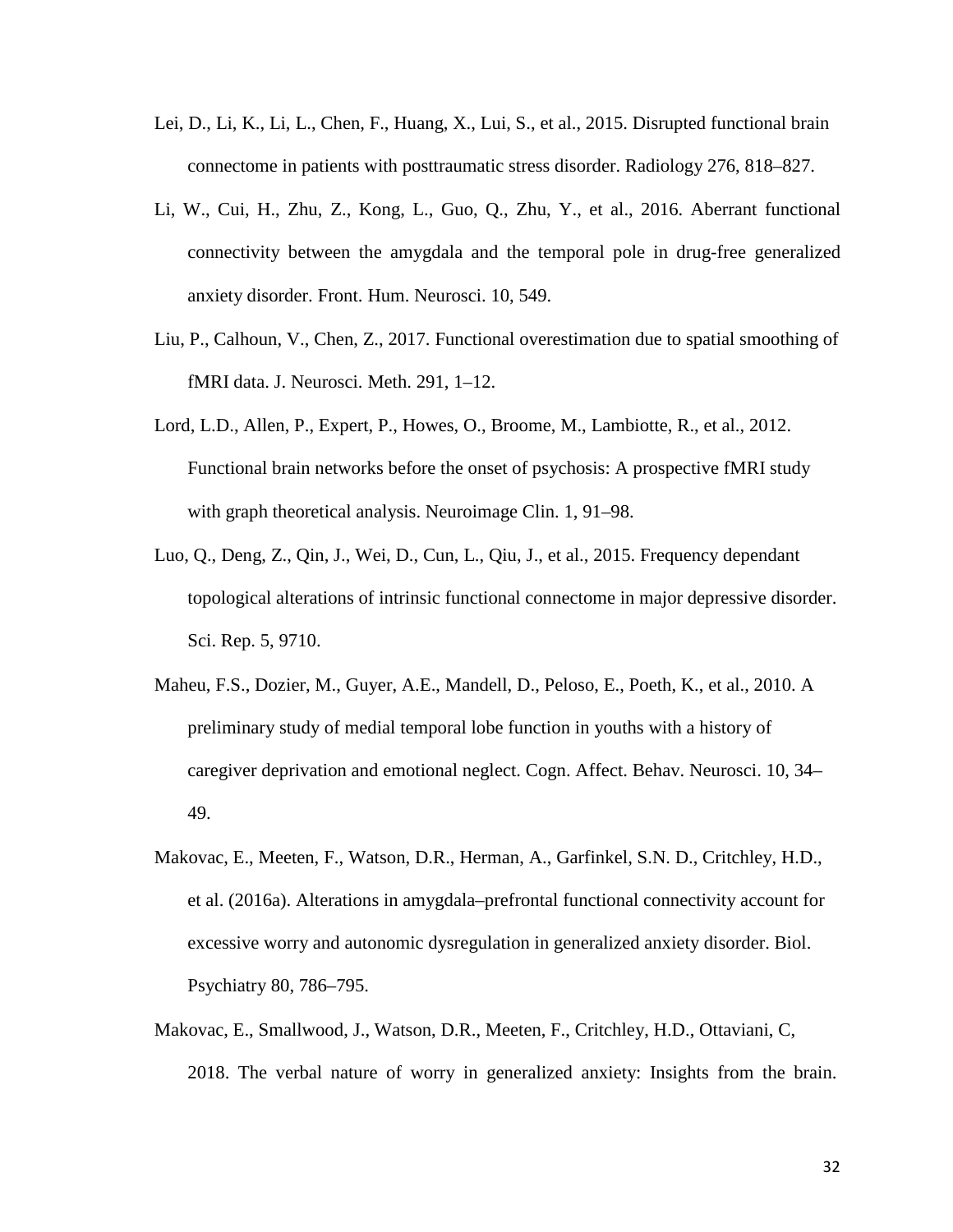Lei, D., Li, K., Li, L., Chen, F., Huang, X., Lui, S., et al., 2015. Disrupted functional brain connectome in patients with posttraumatic stress disorder. Radiology 276, 818–827.

Li, W., Cui, H., Zhu, Z., Kong, L., Guo, Q., Zhu, Y., et al., 2016. Aberrant functional connectivity between the amygdala and the temporal pole in drug-free generalized anxiety disorder. Front. Hum. Neurosci. 10, 549.

Liu, P., Calhoun, V., Chen, Z., 2017. Functional overestimation due to spatial smoothing of fMRI data. J. Neurosci. Meth. 291, 1–12.

Lord, L.D., Allen, P., Expert, P., Howes, O., Broome, M., Lambiotte, R., et al., 2012. Functional brain networks before the onset of psychosis: A prospective fMRI study with graph theoretical analysis. Neuroimage Clin. 1, 91–98.

Luo, Q., Deng, Z., Qin, J., Wei, D., Cun, L., Qiu, J., et al., 2015. Frequency dependant topological alterations of intrinsic functional connectome in major depressive disorder. Sci. Rep. 5, 9710.

Maheu, F.S., Dozier, M., Guyer, A.E., Mandell, D., Peloso, E., Poeth, K., et al., 2010. A preliminary study of medial temporal lobe function in youths with a history of caregiver deprivation and emotional neglect. Cogn. Affect. Behav. Neurosci. 10, 34–49.

Makovac, E., Meeten, F., Watson, D.R., Herman, A., Garfinkel, S.N. D., Critchley, H.D., et al. (2016a). Alterations in amygdala–prefrontal functional connectivity account for excessive worry and autonomic dysregulation in generalized anxiety disorder. Biol. Psychiatry 80, 786–795.

Makovac, E., Smallwood, J., Watson, D.R., Meeten, F., Critchley, H.D., Ottaviani, C, 2018. The verbal nature of worry in generalized anxiety: Insights from the brain.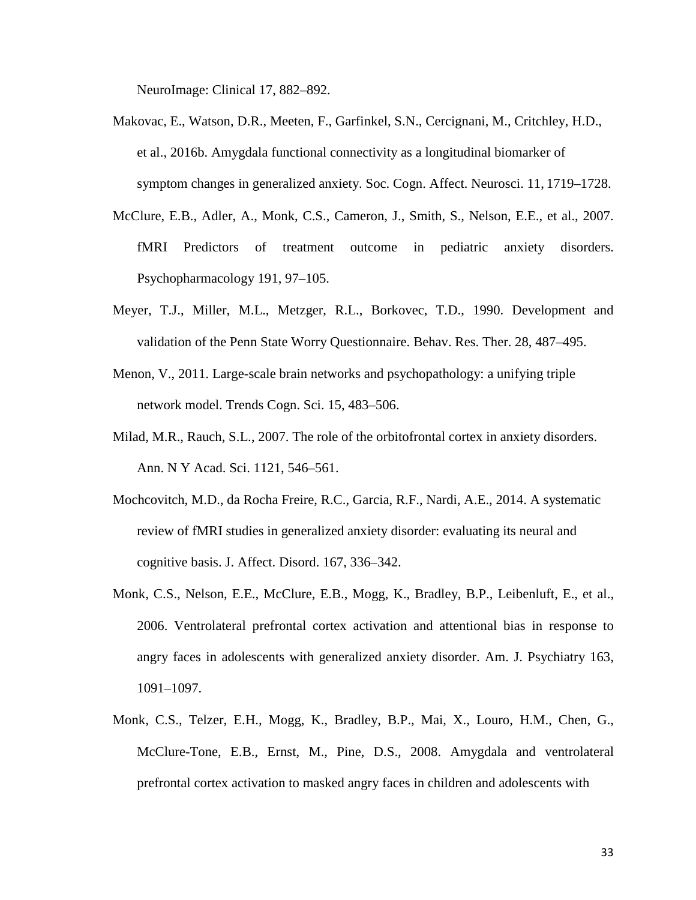NeuroImage: Clinical 17, 882–892.

Makovac, E., Watson, D.R., Meeten, F., Garfinkel, S.N., Cercignani, M., Critchley, H.D., et al., 2016b. Amygdala functional connectivity as a longitudinal biomarker of symptom changes in generalized anxiety. Soc. Cogn. Affect. Neurosci. 11, 1719–1728.

McClure, E.B., Adler, A., Monk, C.S., Cameron, J., Smith, S., Nelson, E.E., et al., 2007. fMRI Predictors of treatment outcome in pediatric anxiety disorders. Psychopharmacology 191, 97–105.

Meyer, T.J., Miller, M.L., Metzger, R.L., Borkovec, T.D., 1990. Development and validation of the Penn State Worry Questionnaire. Behav. Res. Ther. 28, 487–495.

Menon, V., 2011. Large-scale brain networks and psychopathology: a unifying triple network model. Trends Cogn. Sci. 15, 483–506.

Milad, M.R., Rauch, S.L., 2007. The role of the orbitofrontal cortex in anxiety disorders. Ann. N Y Acad. Sci. 1121, 546–561.

Mochcovitch, M.D., da Rocha Freire, R.C., Garcia, R.F., Nardi, A.E., 2014. A systematic review of fMRI studies in generalized anxiety disorder: evaluating its neural and cognitive basis. J. Affect. Disord. 167, 336–342.

Monk, C.S., Nelson, E.E., McClure, E.B., Mogg, K., Bradley, B.P., Leibenluft, E., et al., 2006. Ventrolateral prefrontal cortex activation and attentional bias in response to angry faces in adolescents with generalized anxiety disorder. Am. J. Psychiatry 163, 1091–1097.

Monk, C.S., Telzer, E.H., Mogg, K., Bradley, B.P., Mai, X., Louro, H.M., Chen, G., McClure-Tone, E.B., Ernst, M., Pine, D.S., 2008. Amygdala and ventrolateral prefrontal cortex activation to masked angry faces in children and adolescents with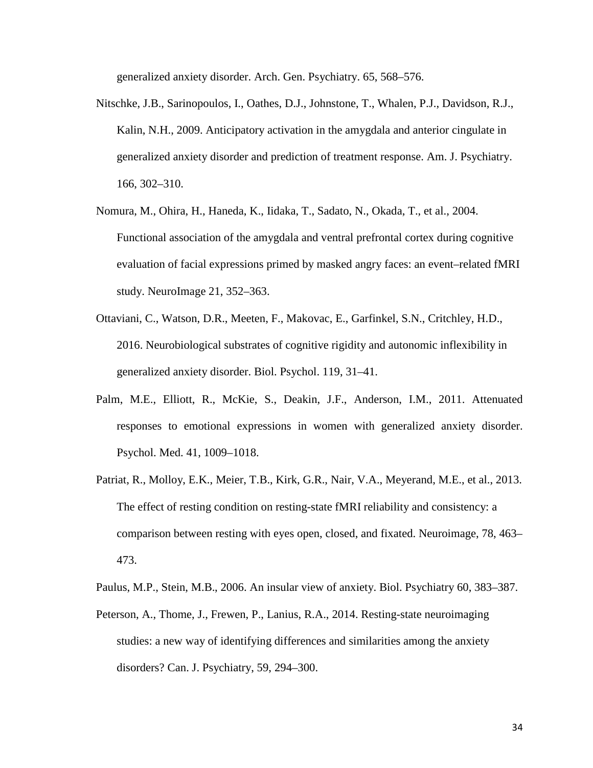generalized anxiety disorder. Arch. Gen. Psychiatry. 65, 568–576.

Nitschke, J.B., Sarinopoulos, I., Oathes, D.J., Johnstone, T., Whalen, P.J., Davidson, R.J., Kalin, N.H., 2009. Anticipatory activation in the amygdala and anterior cingulate in generalized anxiety disorder and prediction of treatment response. Am. J. Psychiatry. 166, 302–310.

Nomura, M., Ohira, H., Haneda, K., Iidaka, T., Sadato, N., Okada, T., et al., 2004. Functional association of the amygdala and ventral prefrontal cortex during cognitive evaluation of facial expressions primed by masked angry faces: an event–related fMRI study. NeuroImage 21, 352–363.

Ottaviani, C., Watson, D.R., Meeten, F., Makovac, E., Garfinkel, S.N., Critchley, H.D., 2016. Neurobiological substrates of cognitive rigidity and autonomic inflexibility in generalized anxiety disorder. Biol. Psychol. 119, 31–41.

Palm, M.E., Elliott, R., McKie, S., Deakin, J.F., Anderson, I.M., 2011. Attenuated responses to emotional expressions in women with generalized anxiety disorder. Psychol. Med. 41, 1009–1018.

Patriat, R., Molloy, E.K., Meier, T.B., Kirk, G.R., Nair, V.A., Meyerand, M.E., et al., 2013. The effect of resting condition on resting-state fMRI reliability and consistency: a comparison between resting with eyes open, closed, and fixated. Neuroimage, 78, 463–473.

Paulus, M.P., Stein, M.B., 2006. An insular view of anxiety. Biol. Psychiatry 60, 383–387.

Peterson, A., Thome, J., Frewen, P., Lanius, R.A., 2014. Resting-state neuroimaging studies: a new way of identifying differences and similarities among the anxiety disorders? Can. J. Psychiatry, 59, 294–300.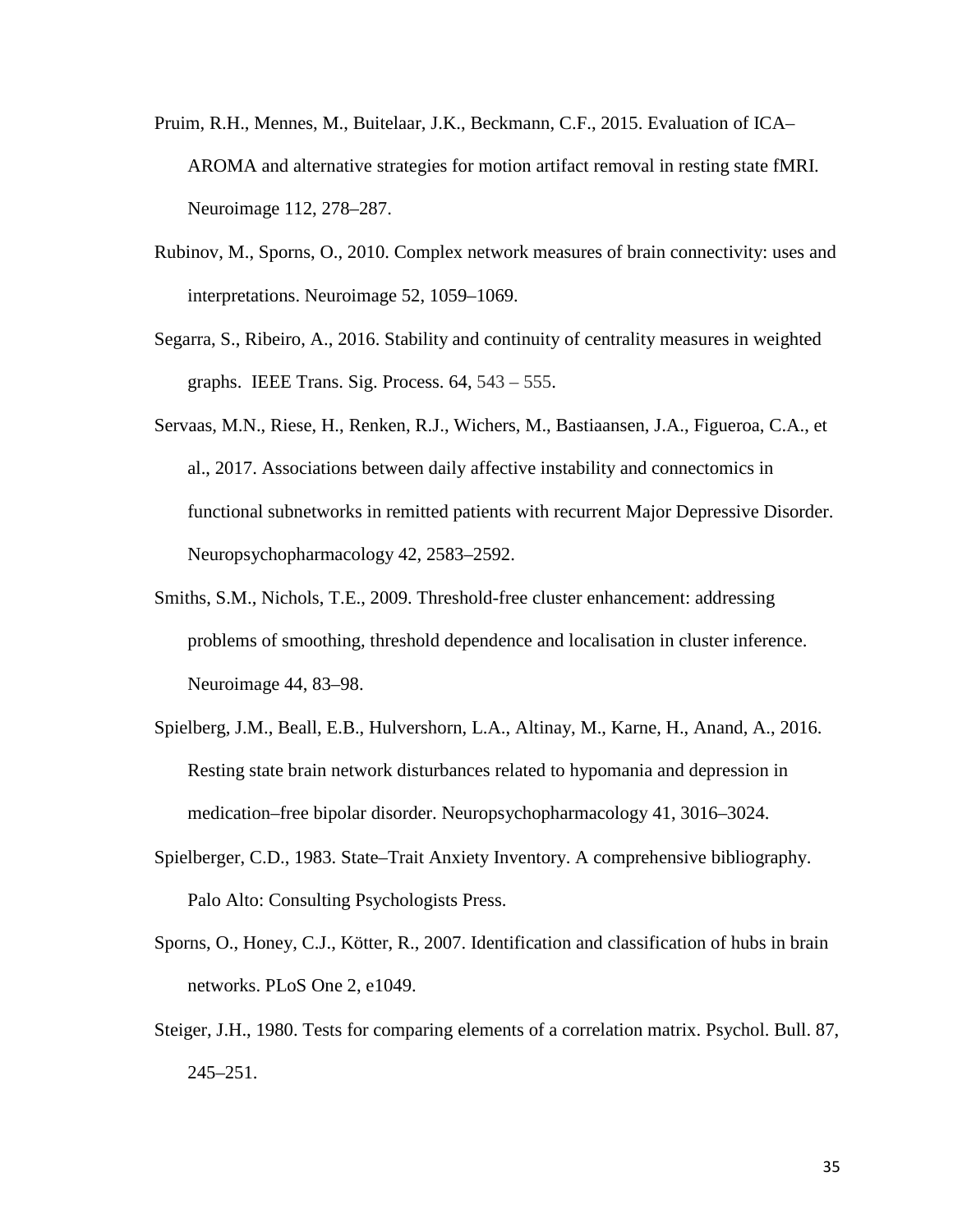Pruim, R.H., Mennes, M., Buitelaar, J.K., Beckmann, C.F., 2015. Evaluation of ICA–AROMA and alternative strategies for motion artifact removal in resting state fMRI. Neuroimage 112, 278–287.

Rubinov, M., Sporns, O., 2010. Complex network measures of brain connectivity: uses and interpretations. Neuroimage 52, 1059–1069.

Segarra, S., Ribeiro, A., 2016. Stability and continuity of centrality measures in weighted graphs. IEEE Trans. Sig. Process. 64, 543 – 555.

Servaas, M.N., Riese, H., Renken, R.J., Wichers, M., Bastiaansen, J.A., Figueroa, C.A., et al., 2017. Associations between daily affective instability and connectomics in functional subnetworks in remitted patients with recurrent Major Depressive Disorder. Neuropsychopharmacology 42, 2583–2592.

Smiths, S.M., Nichols, T.E., 2009. Threshold-free cluster enhancement: addressing problems of smoothing, threshold dependence and localisation in cluster inference. Neuroimage 44, 83–98.

Spielberg, J.M., Beall, E.B., Hulvershorn, L.A., Altinay, M., Karne, H., Anand, A., 2016. Resting state brain network disturbances related to hypomania and depression in medication–free bipolar disorder. Neuropsychopharmacology 41, 3016–3024.

Spielberger, C.D., 1983. State–Trait Anxiety Inventory. A comprehensive bibliography. Palo Alto: Consulting Psychologists Press.

Sporns, O., Honey, C.J., Kötter, R., 2007. Identification and classification of hubs in brain networks. PLoS One 2, e1049.

Steiger, J.H., 1980. Tests for comparing elements of a correlation matrix. Psychol. Bull. 87, 245–251.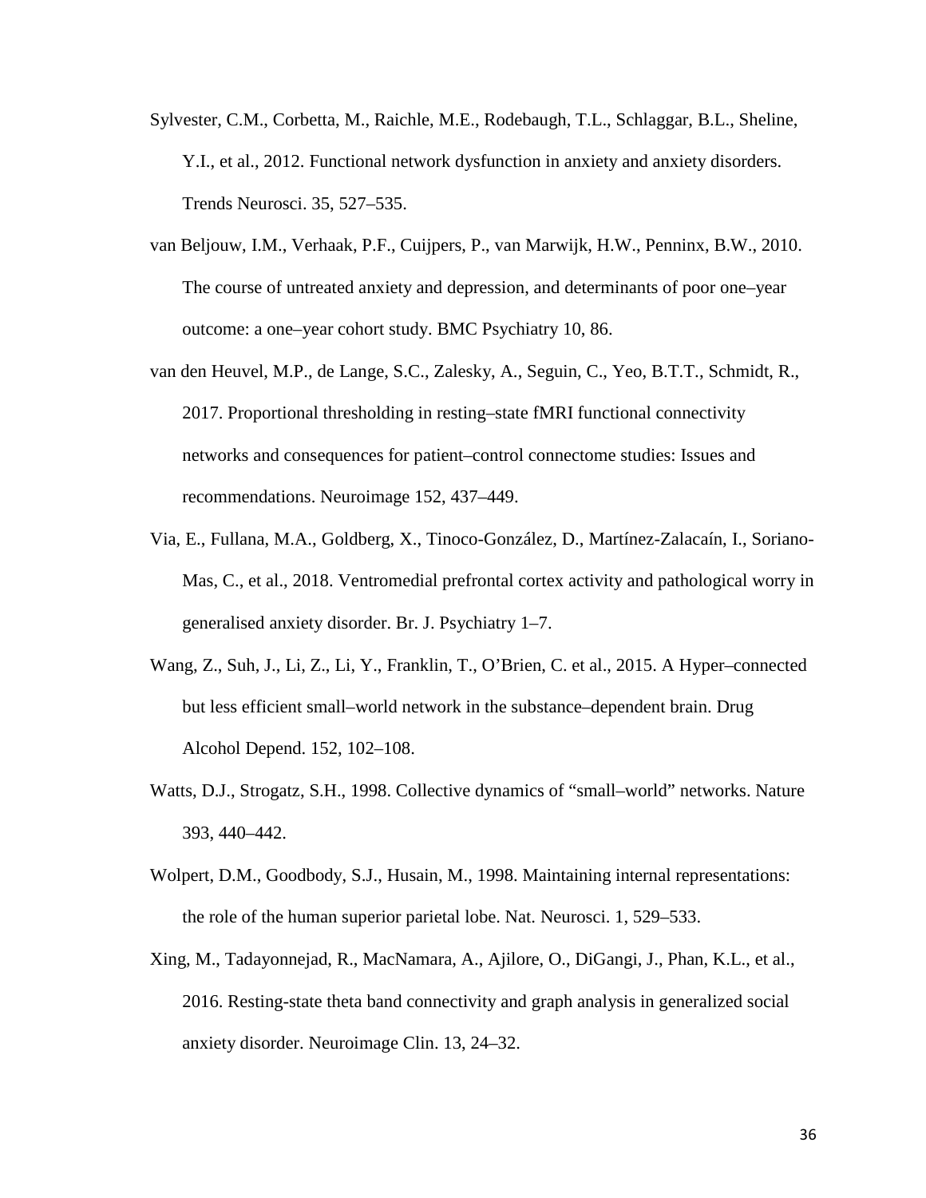Sylvester, C.M., Corbetta, M., Raichle, M.E., Rodebaugh, T.L., Schlaggar, B.L., Sheline, Y.I., et al., 2012. Functional network dysfunction in anxiety and anxiety disorders. Trends Neurosci. 35, 527–535.

van Beljouw, I.M., Verhaak, P.F., Cuijpers, P., van Marwijk, H.W., Penninx, B.W., 2010. The course of untreated anxiety and depression, and determinants of poor one–year outcome: a one–year cohort study. BMC Psychiatry 10, 86.

van den Heuvel, M.P., de Lange, S.C., Zalesky, A., Seguin, C., Yeo, B.T.T., Schmidt, R., 2017. Proportional thresholding in resting–state fMRI functional connectivity networks and consequences for patient–control connectome studies: Issues and recommendations. Neuroimage 152, 437–449.

Via, E., Fullana, M.A., Goldberg, X., Tinoco-González, D., Martínez-Zalacaín, I., Soriano-Mas, C., et al., 2018. Ventromedial prefrontal cortex activity and pathological worry in generalised anxiety disorder. Br. J. Psychiatry 1–7.

Wang, Z., Suh, J., Li, Z., Li, Y., Franklin, T., O'Brien, C. et al., 2015. A Hyper–connected but less efficient small–world network in the substance–dependent brain. Drug Alcohol Depend. 152, 102–108.

Watts, D.J., Strogatz, S.H., 1998. Collective dynamics of "small–world" networks. Nature 393, 440–442.

Wolpert, D.M., Goodbody, S.J., Husain, M., 1998. Maintaining internal representations: the role of the human superior parietal lobe. Nat. Neurosci. 1, 529–533.

Xing, M., Tadayonnejad, R., MacNamara, A., Ajilore, O., DiGangi, J., Phan, K.L., et al., 2016. Resting-state theta band connectivity and graph analysis in generalized social anxiety disorder. Neuroimage Clin. 13, 24–32.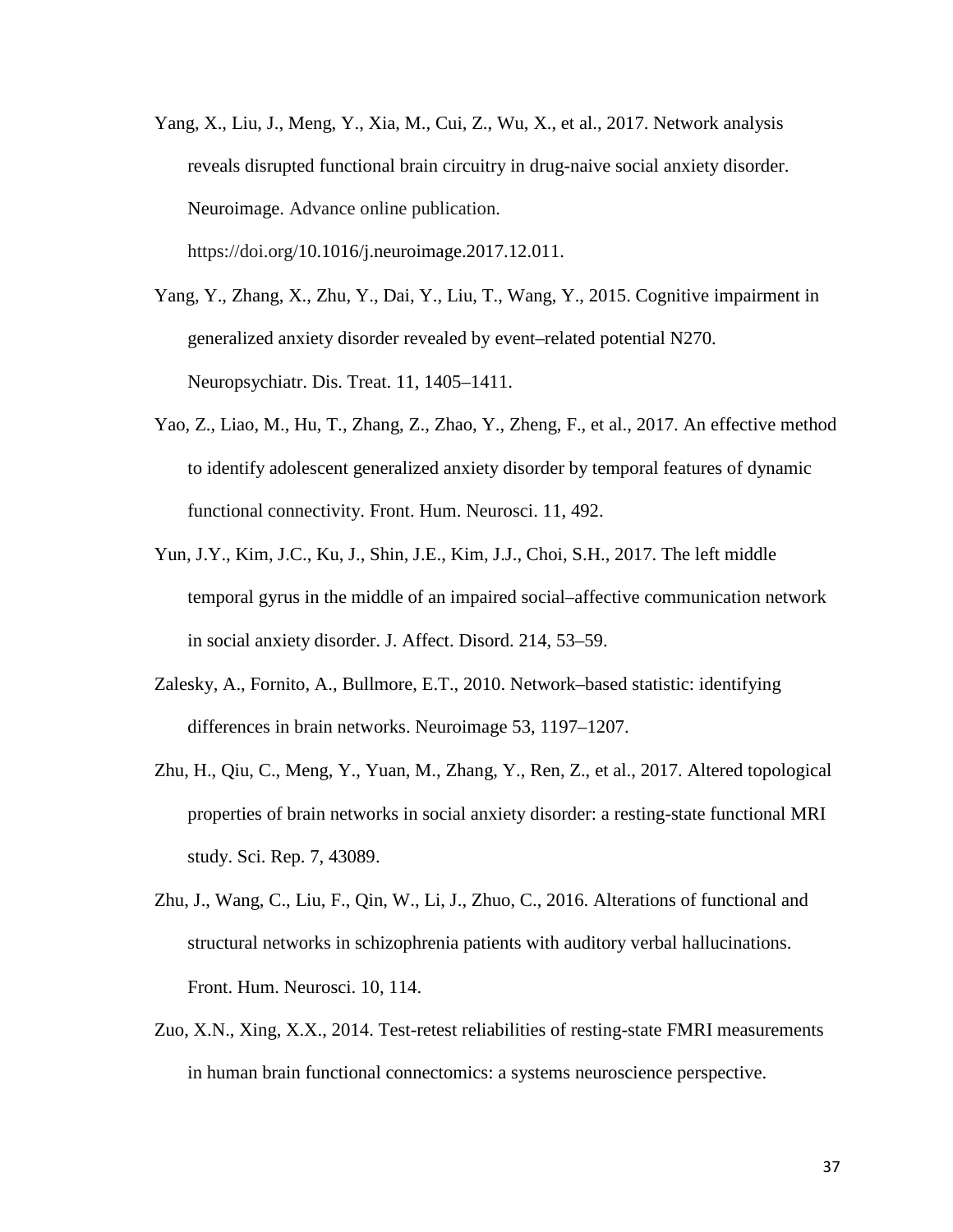Yang, X., Liu, J., Meng, Y., Xia, M., Cui, Z., Wu, X., et al., 2017. Network analysis reveals disrupted functional brain circuitry in drug-naive social anxiety disorder. Neuroimage. Advance online publication. https://doi.org/10.1016/j.neuroimage.2017.12.011.

Yang, Y., Zhang, X., Zhu, Y., Dai, Y., Liu, T., Wang, Y., 2015. Cognitive impairment in generalized anxiety disorder revealed by event–related potential N270. Neuropsychiatr. Dis. Treat. 11, 1405–1411.

Yao, Z., Liao, M., Hu, T., Zhang, Z., Zhao, Y., Zheng, F., et al., 2017. An effective method to identify adolescent generalized anxiety disorder by temporal features of dynamic functional connectivity. Front. Hum. Neurosci. 11, 492.

Yun, J.Y., Kim, J.C., Ku, J., Shin, J.E., Kim, J.J., Choi, S.H., 2017. The left middle temporal gyrus in the middle of an impaired social–affective communication network in social anxiety disorder. J. Affect. Disord. 214, 53–59.

Zalesky, A., Fornito, A., Bullmore, E.T., 2010. Network–based statistic: identifying differences in brain networks. Neuroimage 53, 1197–1207.

Zhu, H., Qiu, C., Meng, Y., Yuan, M., Zhang, Y., Ren, Z., et al., 2017. Altered topological properties of brain networks in social anxiety disorder: a resting-state functional MRI study. Sci. Rep. 7, 43089.

Zhu, J., Wang, C., Liu, F., Qin, W., Li, J., Zhuo, C., 2016. Alterations of functional and structural networks in schizophrenia patients with auditory verbal hallucinations. Front. Hum. Neurosci. 10, 114.

Zuo, X.N., Xing, X.X., 2014. Test-retest reliabilities of resting-state FMRI measurements in human brain functional connectomics: a systems neuroscience perspective.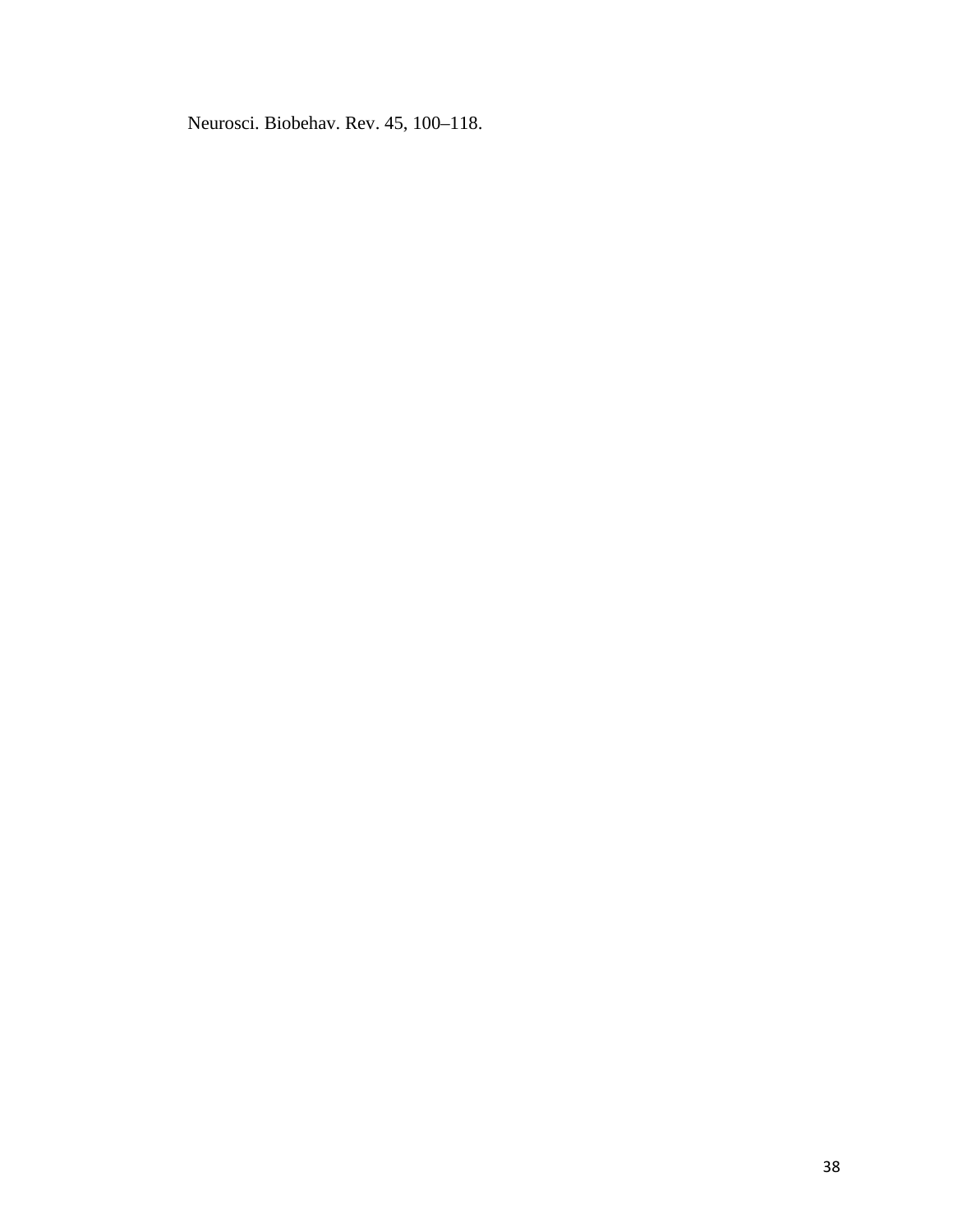Neurosci. Biobehav. Rev. 45, 100–118.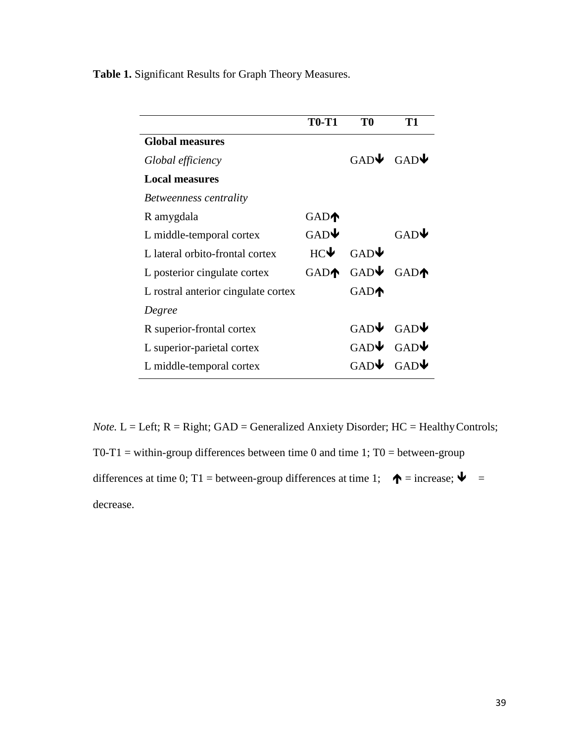**Table 1.** Significant Results for Graph Theory Measures.

| | T0-T1 | T0 | T1 |
|---|---|---|---|
| **Global measures** | | | |
| *Global efficiency* | | GAD↓ | GAD↓ |
| **Local measures** | | | |
| *Betweenness centrality* | | | |
| R amygdala | GAD↑ | | |
| L middle-temporal cortex | GAD↓ | | GAD↓ |
| L lateral orbito-frontal cortex | HC↓ | GAD↓ | |
| L posterior cingulate cortex | GAD↑ | GAD↓ | GAD↑ |
| L rostral anterior cingulate cortex | | GAD↑ | |
| *Degree* | | | |
| R superior-frontal cortex | | GAD↓ | GAD↓ |
| L superior-parietal cortex | | GAD↓ | GAD↓ |
| L middle-temporal cortex | | GAD↓ | GAD↓ |

*Note.* L = Left; R = Right; GAD = Generalized Anxiety Disorder; HC = Healthy Controls; T0-T1 = within-group differences between time 0 and time 1; T0 = between-group differences at time 0; T1 = between-group differences at time 1; ↑ = increase; ↓ = decrease.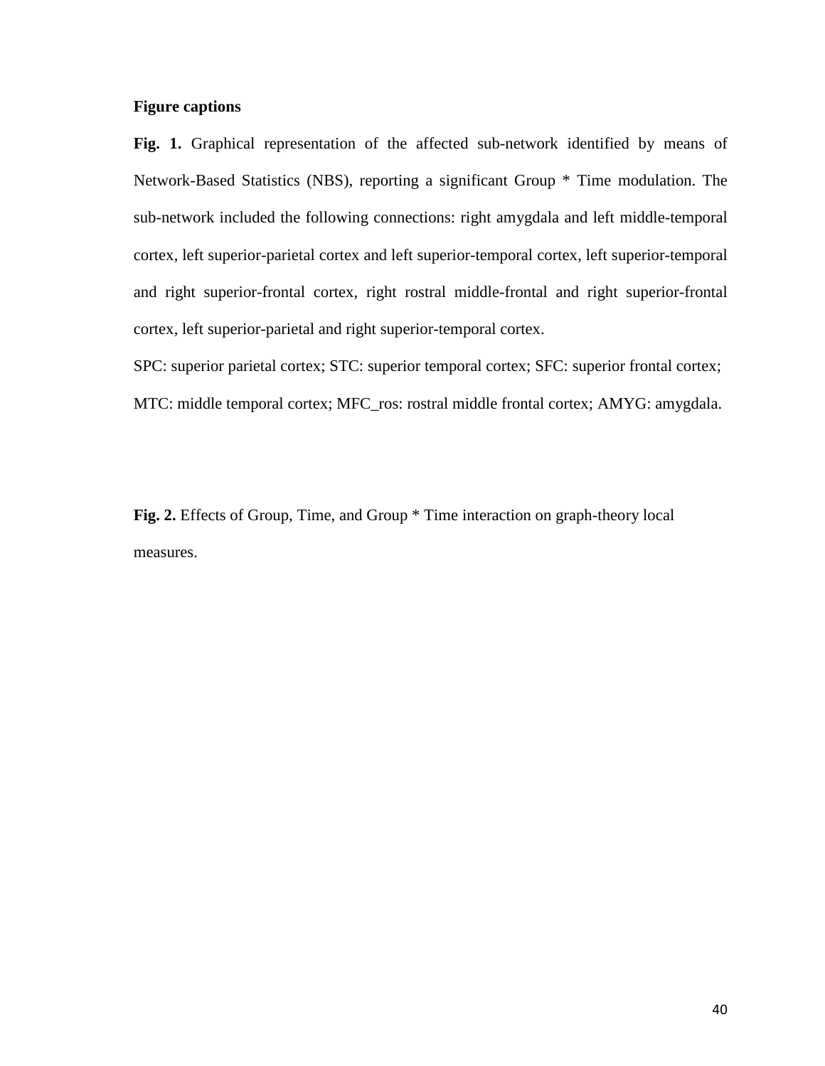**Figure captions**

**Fig. 1.** Graphical representation of the affected sub-network identified by means of Network-Based Statistics (NBS), reporting a significant Group * Time modulation. The sub-network included the following connections: right amygdala and left middle-temporal cortex, left superior-parietal cortex and left superior-temporal cortex, left superior-temporal and right superior-frontal cortex, right rostral middle-frontal and right superior-frontal cortex, left superior-parietal and right superior-temporal cortex.

SPC: superior parietal cortex; STC: superior temporal cortex; SFC: superior frontal cortex; MTC: middle temporal cortex; MFC_ros: rostral middle frontal cortex; AMYG: amygdala.

**Fig. 2.** Effects of Group, Time, and Group * Time interaction on graph-theory local measures.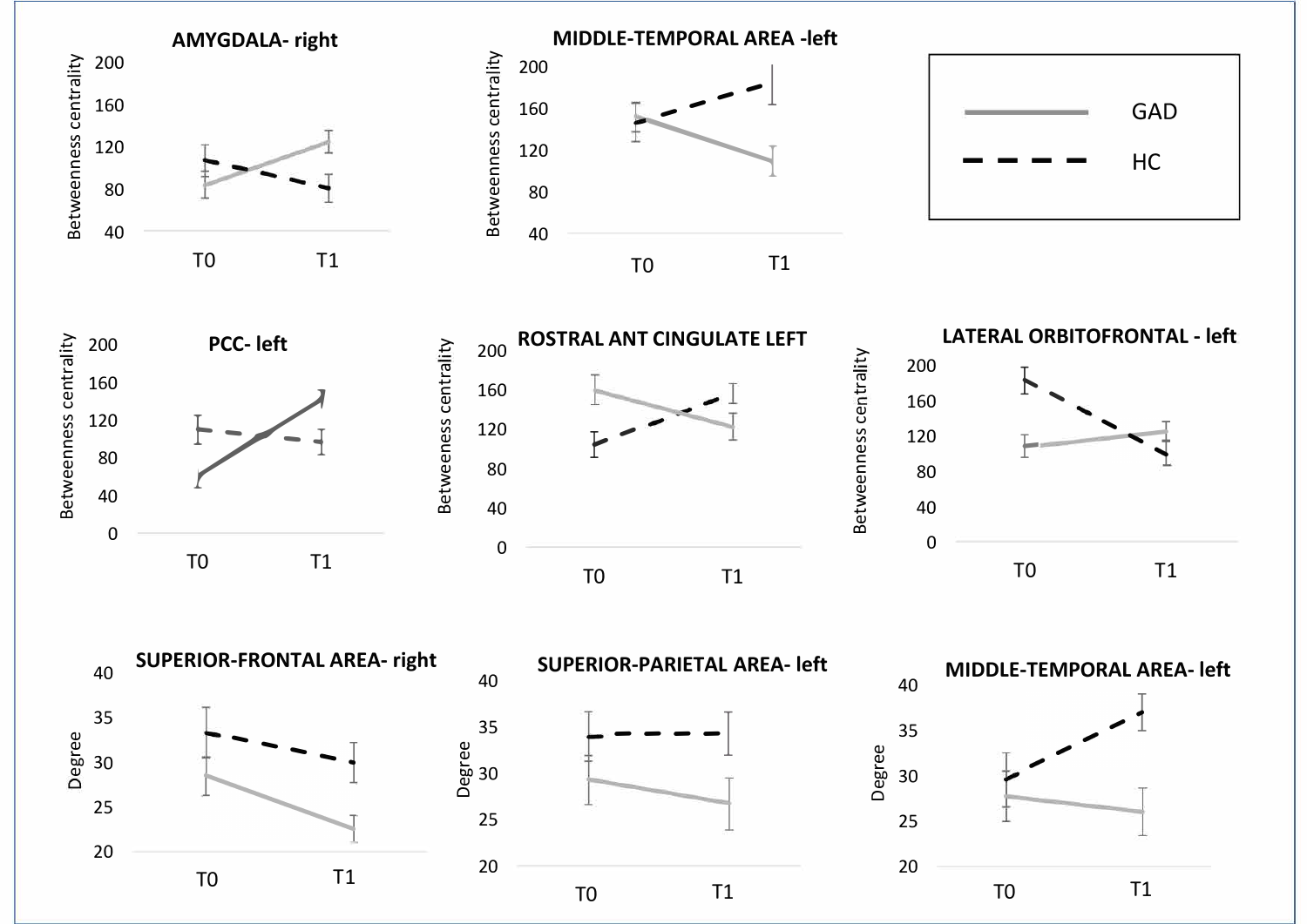AMYGDALA- right

Betweenness centrality

200
160
120
80
40

T0 T1

MIDDLE-TEMPORAL AREA -left

Betweenness centrality

200
160
120
80
40

T0 T1

GAD

HC

PCC- left

Betweenness centrality

200
160
120
80
40
0

T0 T1

ROSTRAL ANT CINGULATE LEFT

Betweeness centrality

200
160
120
80
40
0

T0 T1

LATERAL ORBITOFRONTAL - left

Betweenness centrality

200
160
120
80
40
0

T0 T1

SUPERIOR-FRONTAL AREA- right

Degree

40
35
30
25
20

T0 T1

SUPERIOR-PARIETAL AREA- left

Degree

40
35
30
25
20

T0 T1

MIDDLE-TEMPORAL AREA- left

Degree

40
35
30
25
20

T0 T1